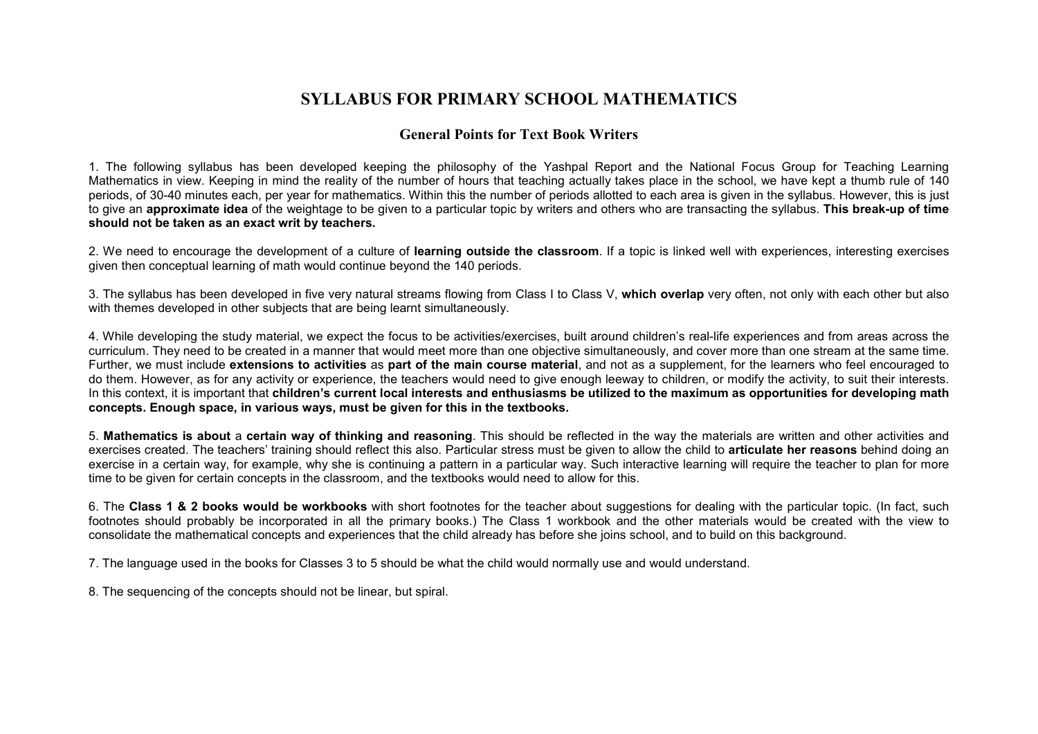# SYLLABUS FOR PRIMARY SCHOOL MATHEMATICS

## General Points for Text Book Writers

1. The following syllabus has been developed keeping the philosophy of the Yashpal Report and the National Focus Group for Teaching Learning Mathematics in view. Keeping in mind the reality of the number of hours that teaching actually takes place in the school, we have kept a thumb rule of 140 periods, of 30-40 minutes each, per year for mathematics. Within this the number of periods allotted to each area is given in the syllabus. However, this is just to give an **approximate idea** of the weightage to be given to a particular topic by writers and others who are transacting the syllabus. **This break-up of time should not be taken as an exact writ by teachers.**

2. We need to encourage the development of a culture of **learning outside the classroom**. If a topic is linked well with experiences, interesting exercises given then conceptual learning of math would continue beyond the 140 periods.

3. The syllabus has been developed in five very natural streams flowing from Class I to Class V, **which overlap** very often, not only with each other but also with themes developed in other subjects that are being learnt simultaneously.

4. While developing the study material, we expect the focus to be activities/exercises, built around children's real-life experiences and from areas across the curriculum. They need to be created in a manner that would meet more than one objective simultaneously, and cover more than one stream at the same time. Further, we must include **extensions to activities** as **part of the main course material**, and not as a supplement, for the learners who feel encouraged to do them. However, as for any activity or experience, the teachers would need to give enough leeway to children, or modify the activity, to suit their interests. In this context, it is important that **children's current local interests and enthusiasms be utilized to the maximum as opportunities for developing math concepts. Enough space, in various ways, must be given for this in the textbooks.**

5. **Mathematics is about** a **certain way of thinking and reasoning**. This should be reflected in the way the materials are written and other activities and exercises created. The teachers' training should reflect this also. Particular stress must be given to allow the child to **articulate her reasons** behind doing an exercise in a certain way, for example, why she is continuing a pattern in a particular way. Such interactive learning will require the teacher to plan for more time to be given for certain concepts in the classroom, and the textbooks would need to allow for this.

6. The **Class 1 & 2 books would be workbooks** with short footnotes for the teacher about suggestions for dealing with the particular topic. (In fact, such footnotes should probably be incorporated in all the primary books.) The Class 1 workbook and the other materials would be created with the view to consolidate the mathematical concepts and experiences that the child already has before she joins school, and to build on this background.

7. The language used in the books for Classes 3 to 5 should be what the child would normally use and would understand.

8. The sequencing of the concepts should not be linear, but spiral.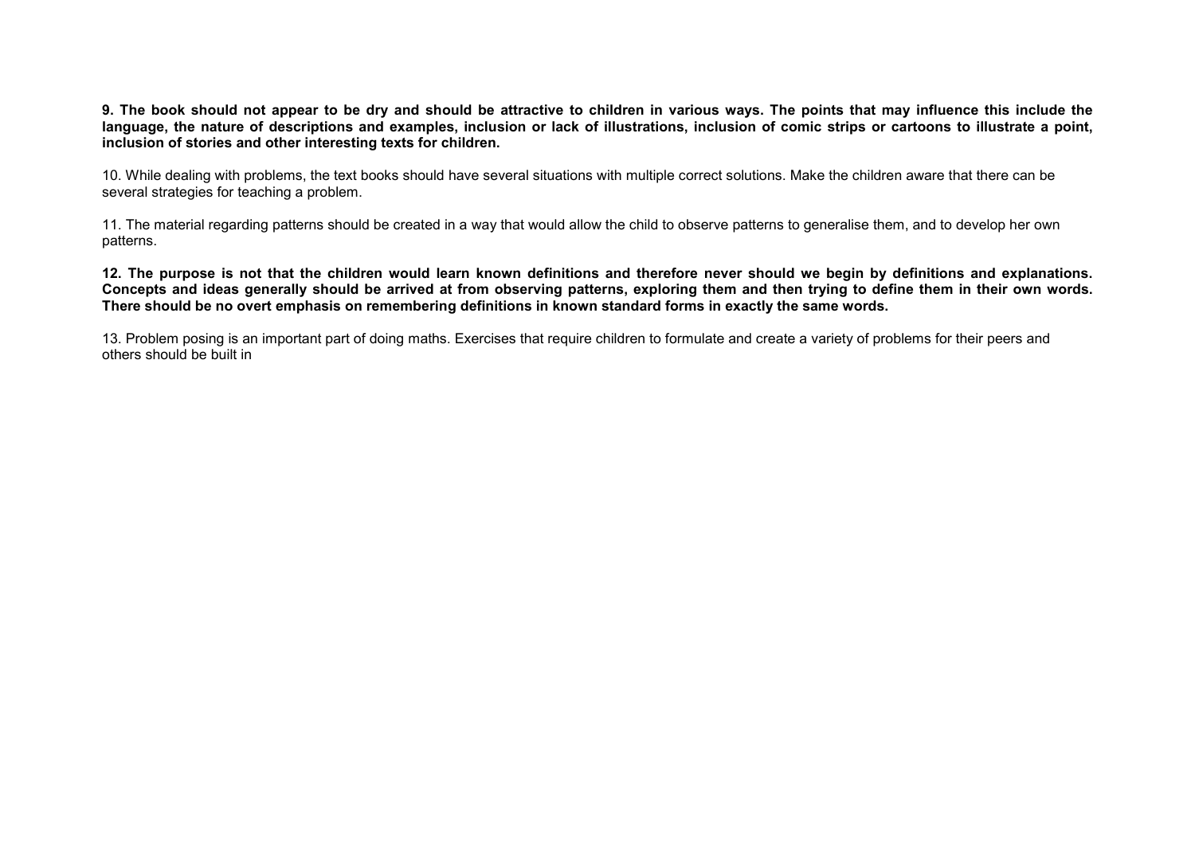**9. The book should not appear to be dry and should be attractive to children in various ways. The points that may influence this include the language, the nature of descriptions and examples, inclusion or lack of illustrations, inclusion of comic strips or cartoons to illustrate a point, inclusion of stories and other interesting texts for children.**

10. While dealing with problems, the text books should have several situations with multiple correct solutions. Make the children aware that there can be several strategies for teaching a problem.

11. The material regarding patterns should be created in a way that would allow the child to observe patterns to generalise them, and to develop her own patterns.

**12. The purpose is not that the children would learn known definitions and therefore never should we begin by definitions and explanations. Concepts and ideas generally should be arrived at from observing patterns, exploring them and then trying to define them in their own words. There should be no overt emphasis on remembering definitions in known standard forms in exactly the same words.**

13. Problem posing is an important part of doing maths. Exercises that require children to formulate and create a variety of problems for their peers and others should be built in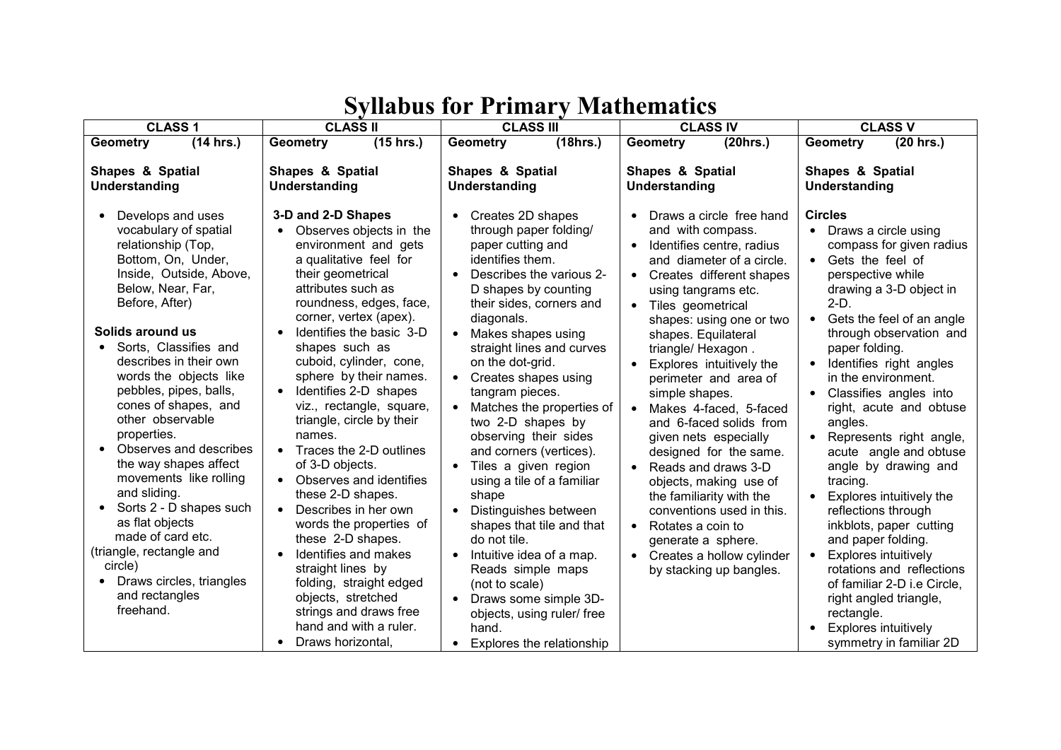# Syllabus for Primary Mathematics

| CLASS 1 | CLASS II | CLASS III | CLASS IV | CLASS V |
|---|---|---|---|---|
| **Geometry (14 hrs.)** | **Geometry (15 hrs.)** | **Geometry (18hrs.)** | **Geometry (20hrs.)** | **Geometry (20 hrs.)** |
| **Shapes & Spatial Understanding**<br><br>• Develops and uses vocabulary of spatial relationship (Top, Bottom, On, Under, Inside, Outside, Above, Below, Near, Far, Before, After)<br><br>**Solids around us**<br>• Sorts, Classifies and describes in their own words the objects like pebbles, pipes, balls, cones of shapes, and other observable properties.<br>• Observes and describes the way shapes affect movements like rolling and sliding.<br>• Sorts 2 - D shapes such as flat objects made of card etc. (triangle, rectangle and circle)<br>• Draws circles, triangles and rectangles freehand. | **Shapes & Spatial Understanding**<br><br>**3-D and 2-D Shapes**<br>• Observes objects in the environment and gets a qualitative feel for their geometrical attributes such as roundness, edges, face, corner, vertex (apex).<br>• Identifies the basic 3-D shapes such as cuboid, cylinder, cone, sphere by their names.<br>• Identifies 2-D shapes viz., rectangle, square, triangle, circle by their names.<br>• Traces the 2-D outlines of 3-D objects.<br>• Observes and identifies these 2-D shapes.<br>• Describes in her own words the properties of these 2-D shapes.<br>• Identifies and makes straight lines by folding, straight edged objects, stretched strings and draws free hand and with a ruler.<br>• Draws horizontal, | **Shapes & Spatial Understanding**<br><br>• Creates 2D shapes through paper folding/ paper cutting and identifies them.<br>• Describes the various 2-D shapes by counting their sides, corners and diagonals.<br>• Makes shapes using straight lines and curves on the dot-grid.<br>• Creates shapes using tangram pieces.<br>• Matches the properties of two 2-D shapes by observing their sides and corners (vertices).<br>• Tiles a given region using a tile of a familiar shape<br>• Distinguishes between shapes that tile and that do not tile.<br>• Intuitive idea of a map. Reads simple maps (not to scale)<br>• Draws some simple 3D-objects, using ruler/ free hand.<br>• Explores the relationship | **Shapes & Spatial Understanding**<br><br>• Draws a circle free hand and with compass.<br>• Identifies centre, radius and diameter of a circle.<br>• Creates different shapes using tangrams etc.<br>• Tiles geometrical shapes: using one or two shapes. Equilateral triangle/ Hexagon .<br>• Explores intuitively the perimeter and area of simple shapes.<br>• Makes 4-faced, 5-faced and 6-faced solids from given nets especially designed for the same.<br>• Reads and draws 3-D objects, making use of the familiarity with the conventions used in this.<br>• Rotates a coin to generate a sphere.<br>• Creates a hollow cylinder by stacking up bangles. | **Shapes & Spatial Understanding**<br><br>**Circles**<br>• Draws a circle using compass for given radius<br>• Gets the feel of perspective while drawing a 3-D object in 2-D.<br>• Gets the feel of an angle through observation and paper folding.<br>• Identifies right angles in the environment.<br>• Classifies angles into right, acute and obtuse angles.<br>• Represents right angle, acute angle and obtuse angle by drawing and tracing.<br>• Explores intuitively the reflections through inkblots, paper cutting and paper folding.<br>• Explores intuitively rotations and reflections of familiar 2-D i.e Circle, right angled triangle, rectangle.<br>• Explores intuitively symmetry in familiar 2D |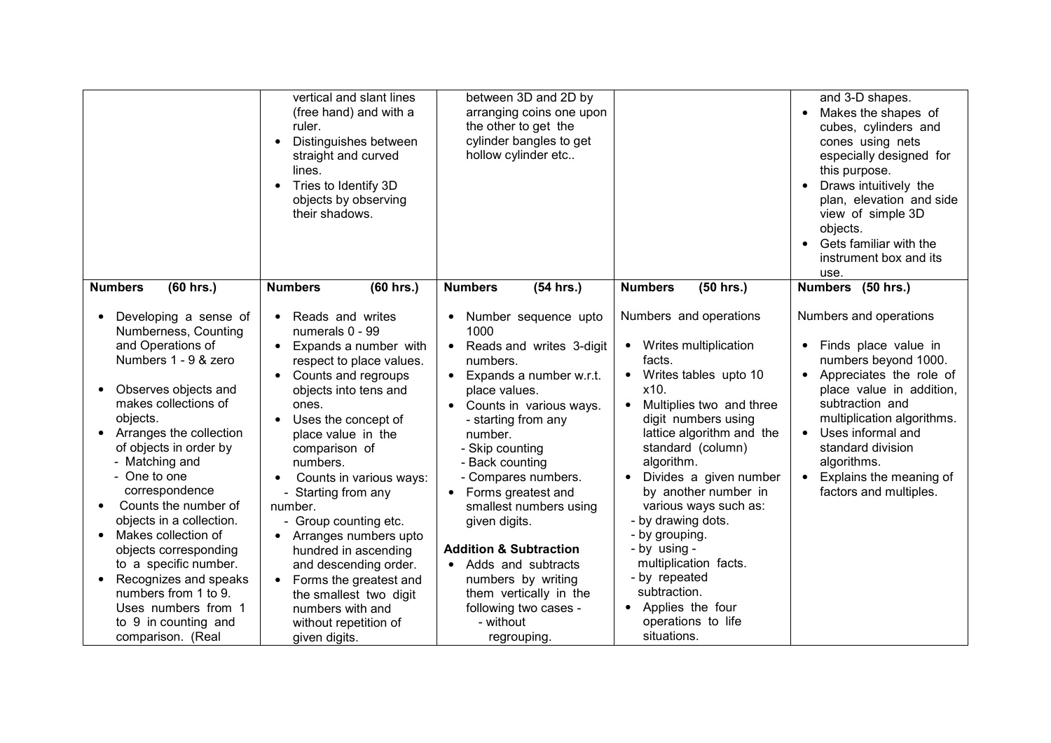| | | | | |
|---|---|---|---|---|
| | vertical and slant lines (free hand) and with a ruler.<br>• Distinguishes between straight and curved lines.<br>• Tries to Identify 3D objects by observing their shadows. | between 3D and 2D by arranging coins one upon the other to get the cylinder bangles to get hollow cylinder etc.. | | and 3-D shapes.<br>• Makes the shapes of cubes, cylinders and cones using nets especially designed for this purpose.<br>• Draws intuitively the plan, elevation and side view of simple 3D objects.<br>• Gets familiar with the instrument box and its use. |
| **Numbers (60 hrs.)** | **Numbers (60 hrs.)** | **Numbers (54 hrs.)** | **Numbers (50 hrs.)** | **Numbers (50 hrs.)** |
| • Developing a sense of Numberness, Counting and Operations of Numbers 1 - 9 & zero<br>• Observes objects and makes collections of objects.<br>• Arranges the collection of objects in order by<br>- Matching and<br>- One to one correspondence<br>• Counts the number of objects in a collection.<br>• Makes collection of objects corresponding to a specific number.<br>• Recognizes and speaks numbers from 1 to 9. Uses numbers from 1 to 9 in counting and comparison. (Real | • Reads and writes numerals 0 - 99<br>• Expands a number with respect to place values.<br>• Counts and regroups objects into tens and ones.<br>• Uses the concept of place value in the comparison of numbers.<br>• Counts in various ways:<br>- Starting from any number.<br>- Group counting etc.<br>• Arranges numbers upto hundred in ascending and descending order.<br>• Forms the greatest and the smallest two digit numbers with and without repetition of given digits. | • Number sequence upto 1000<br>• Reads and writes 3-digit numbers.<br>• Expands a number w.r.t. place values.<br>• Counts in various ways.<br>- starting from any number.<br>- Skip counting<br>- Back counting<br>- Compares numbers.<br>• Forms greatest and smallest numbers using given digits.<br>**Addition & Subtraction**<br>• Adds and subtracts numbers by writing them vertically in the following two cases -<br>- without regrouping. | Numbers and operations<br>• Writes multiplication facts.<br>• Writes tables upto 10 x10.<br>• Multiplies two and three digit numbers using lattice algorithm and the standard (column) algorithm.<br>• Divides a given number by another number in various ways such as:<br>- by drawing dots.<br>- by grouping.<br>- by using - multiplication facts.<br>- by repeated subtraction.<br>• Applies the four operations to life situations. | Numbers and operations<br>• Finds place value in numbers beyond 1000.<br>• Appreciates the role of place value in addition, subtraction and multiplication algorithms.<br>• Uses informal and standard division algorithms.<br>• Explains the meaning of factors and multiples. |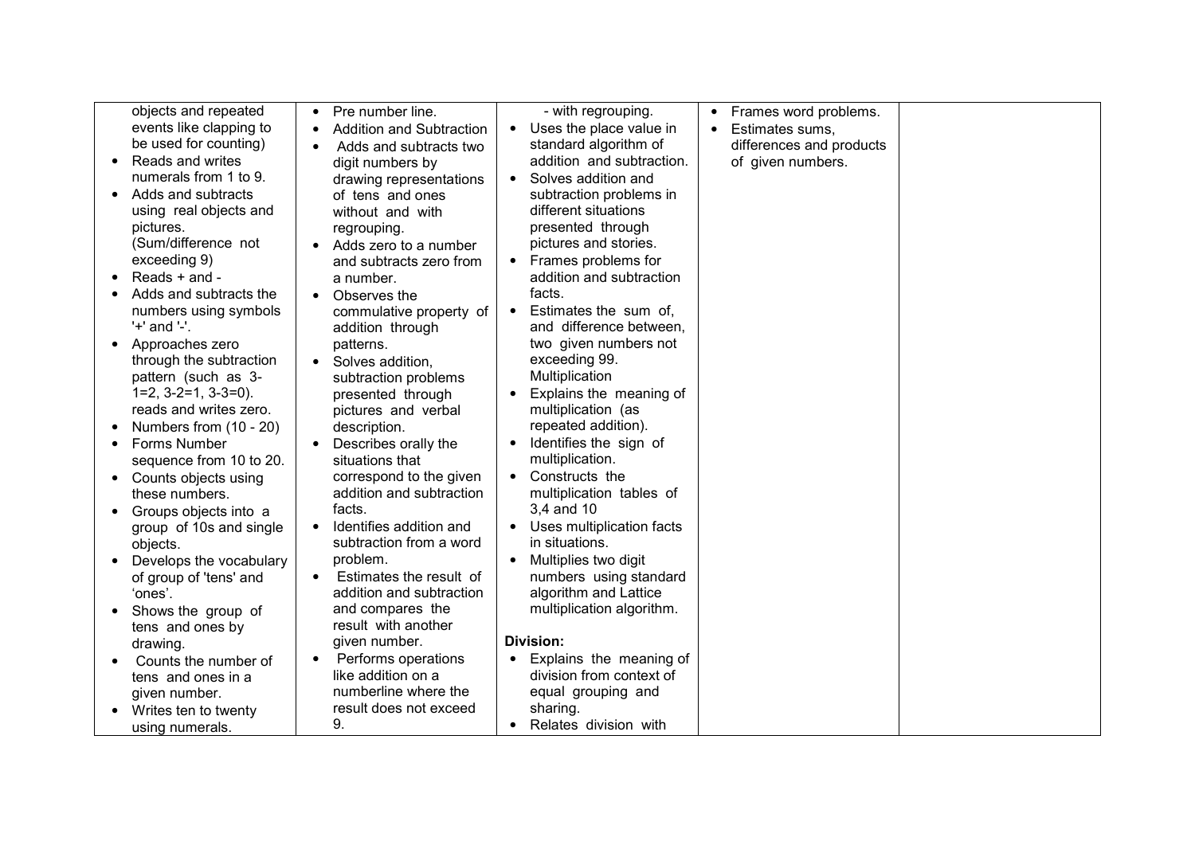| | | | | |
|---|---|---|---|---|
| objects and repeated events like clapping to be used for counting)<br>• Reads and writes numerals from 1 to 9.<br>• Adds and subtracts using real objects and pictures. (Sum/difference not exceeding 9)<br>• Reads + and -<br>• Adds and subtracts the numbers using symbols '+' and '-'.<br>• Approaches zero through the subtraction pattern (such as 3-1=2, 3-2=1, 3-3=0). reads and writes zero.<br>• Numbers from (10 - 20)<br>• Forms Number sequence from 10 to 20.<br>• Counts objects using these numbers.<br>• Groups objects into a group of 10s and single objects.<br>• Develops the vocabulary of group of 'tens' and 'ones'.<br>• Shows the group of tens and ones by drawing.<br>• Counts the number of tens and ones in a given number.<br>• Writes ten to twenty using numerals. | • Pre number line.<br>• Addition and Subtraction<br>• Adds and subtracts two digit numbers by drawing representations of tens and ones without and with regrouping.<br>• Adds zero to a number and subtracts zero from a number.<br>• Observes the commulative property of addition through patterns.<br>• Solves addition, subtraction problems presented through pictures and verbal description.<br>• Describes orally the situations that correspond to the given addition and subtraction facts.<br>• Identifies addition and subtraction from a word problem.<br>• Estimates the result of addition and subtraction and compares the result with another given number.<br>• Performs operations like addition on a numberline where the result does not exceed 9. | - with regrouping.<br>• Uses the place value in standard algorithm of addition and subtraction.<br>• Solves addition and subtraction problems in different situations presented through pictures and stories.<br>• Frames problems for addition and subtraction facts.<br>• Estimates the sum of, and difference between, two given numbers not exceeding 99.<br>Multiplication<br>• Explains the meaning of multiplication (as repeated addition).<br>• Identifies the sign of multiplication.<br>• Constructs the multiplication tables of 3,4 and 10<br>• Uses multiplication facts in situations.<br>• Multiplies two digit numbers using standard algorithm and Lattice multiplication algorithm.<br>**Division:**<br>• Explains the meaning of division from context of equal grouping and sharing.<br>• Relates division with | • Frames word problems.<br>• Estimates sums, differences and products of given numbers. | |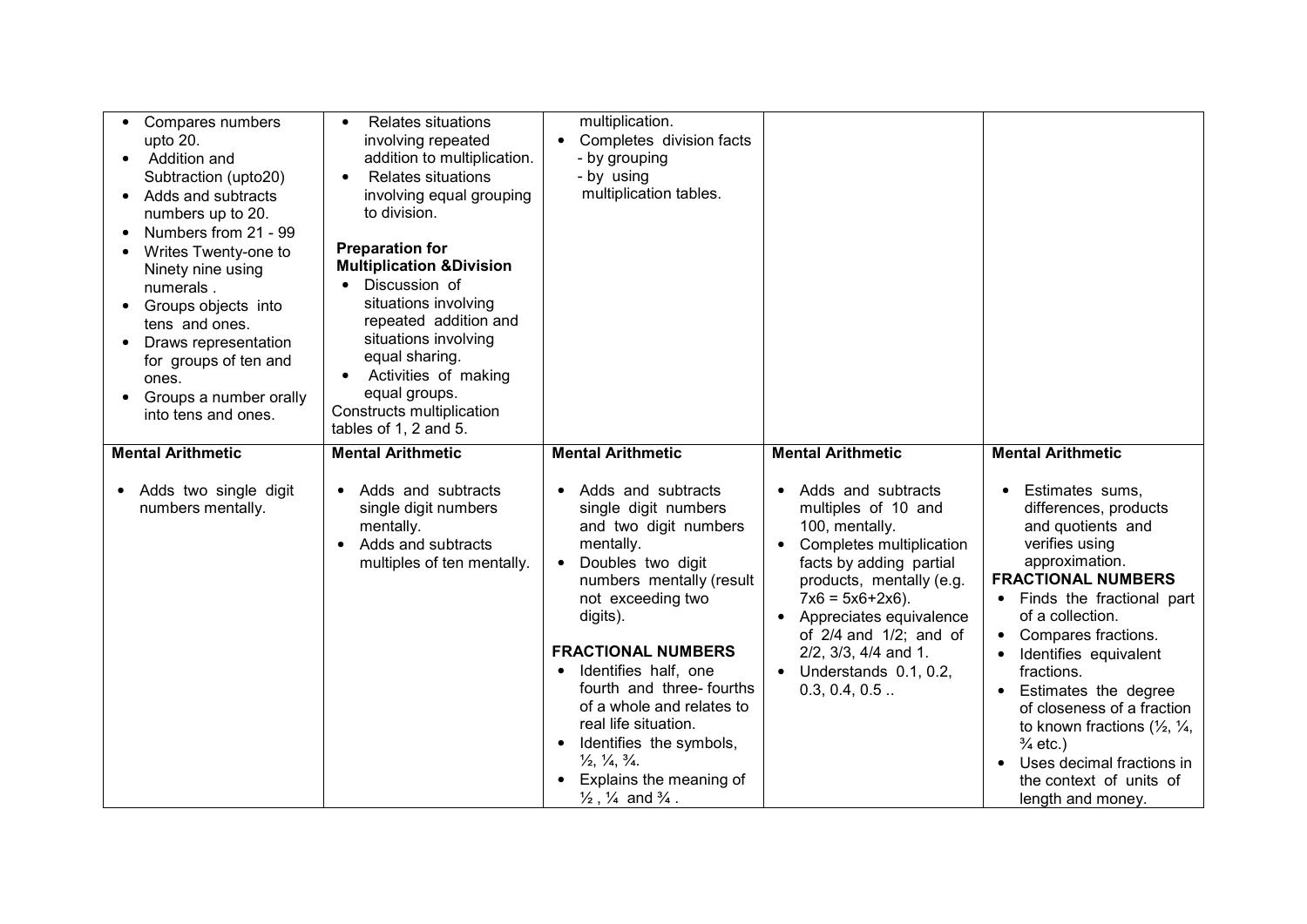| | | | | |
|---|---|---|---|---|
| • Compares numbers upto 20.<br>• Addition and Subtraction (upto20)<br>• Adds and subtracts numbers up to 20.<br>• Numbers from 21 - 99<br>• Writes Twenty-one to Ninety nine using numerals .<br>• Groups objects into tens and ones.<br>• Draws representation for groups of ten and ones.<br>• Groups a number orally into tens and ones. | • Relates situations involving repeated addition to multiplication.<br>• Relates situations involving equal grouping to division.<br><br>**Preparation for Multiplication &Division**<br>• Discussion of situations involving repeated addition and situations involving equal sharing.<br>• Activities of making equal groups.<br>Constructs multiplication tables of 1, 2 and 5. | multiplication.<br>• Completes division facts<br>- by grouping<br>- by using multiplication tables. | | |
| **Mental Arithmetic**<br><br>• Adds two single digit numbers mentally. | **Mental Arithmetic**<br><br>• Adds and subtracts single digit numbers mentally.<br>• Adds and subtracts multiples of ten mentally. | **Mental Arithmetic**<br><br>• Adds and subtracts single digit numbers and two digit numbers mentally.<br>• Doubles two digit numbers mentally (result not exceeding two digits).<br><br>**FRACTIONAL NUMBERS**<br>• Identifies half, one fourth and three- fourths of a whole and relates to real life situation.<br>• Identifies the symbols, ½, ¼, ¾.<br>• Explains the meaning of ½ , ¼ and ¾ . | **Mental Arithmetic**<br><br>• Adds and subtracts multiples of 10 and 100, mentally.<br>• Completes multiplication facts by adding partial products, mentally (e.g. 7x6 = 5x6+2x6).<br>• Appreciates equivalence of 2/4 and 1/2; and of 2/2, 3/3, 4/4 and 1.<br>• Understands 0.1, 0.2, 0.3, 0.4, 0.5 .. | **Mental Arithmetic**<br><br>• Estimates sums, differences, products and quotients and verifies using approximation.<br>**FRACTIONAL NUMBERS**<br>• Finds the fractional part of a collection.<br>• Compares fractions.<br>• Identifies equivalent fractions.<br>• Estimates the degree of closeness of a fraction to known fractions (½, ¼, ¾ etc.)<br>• Uses decimal fractions in the context of units of length and money. |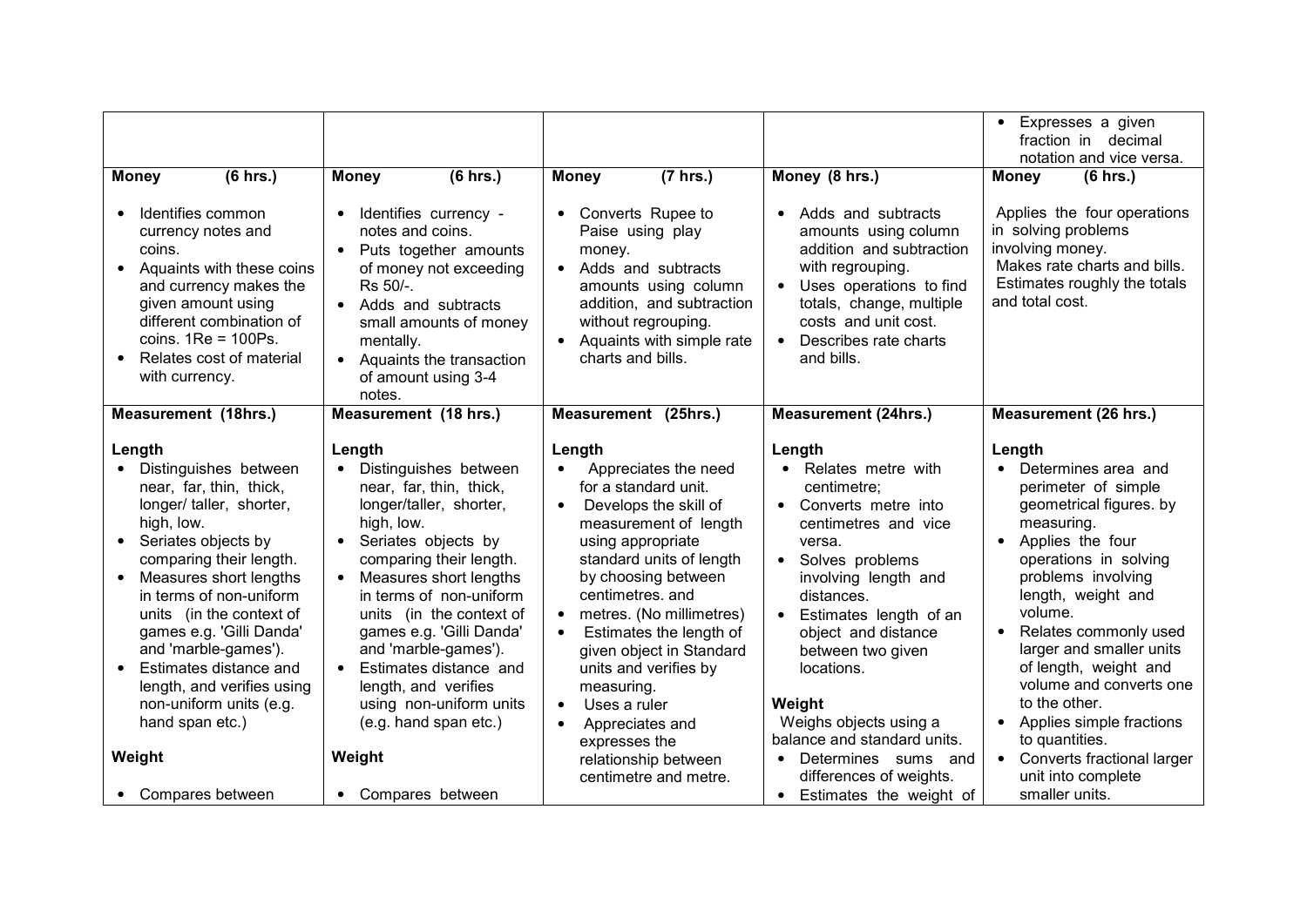| | | | | |
|---|---|---|---|---|
| | | | | • Expresses a given fraction in decimal notation and vice versa. |
| **Money (6 hrs.)**<br><br>• Identifies common currency notes and coins.<br>• Aquaints with these coins and currency makes the given amount using different combination of coins. 1Re = 100Ps.<br>• Relates cost of material with currency. | **Money (6 hrs.)**<br><br>• Identifies currency - notes and coins.<br>• Puts together amounts of money not exceeding Rs 50/-.<br>• Adds and subtracts small amounts of money mentally.<br>• Aquaints the transaction of amount using 3-4 notes. | **Money (7 hrs.)**<br><br>• Converts Rupee to Paise using play money.<br>• Adds and subtracts amounts using column addition, and subtraction without regrouping.<br>• Aquaints with simple rate charts and bills. | **Money (8 hrs.)**<br><br>• Adds and subtracts amounts using column addition and subtraction with regrouping.<br>• Uses operations to find totals, change, multiple costs and unit cost.<br>• Describes rate charts and bills. | **Money (6 hrs.)**<br><br>Applies the four operations in solving problems involving money.<br>Makes rate charts and bills.<br>Estimates roughly the totals and total cost. |
| **Measurement (18hrs.)**<br><br>**Length**<br>• Distinguishes between near, far, thin, thick, longer/ taller, shorter, high, low.<br>• Seriates objects by comparing their length.<br>• Measures short lengths in terms of non-uniform units (in the context of games e.g. 'Gilli Danda' and 'marble-games').<br>• Estimates distance and length, and verifies using non-uniform units (e.g. hand span etc.)<br><br>**Weight**<br><br>• Compares between | **Measurement (18 hrs.)**<br><br>**Length**<br>• Distinguishes between near, far, thin, thick, longer/taller, shorter, high, low.<br>• Seriates objects by comparing their length.<br>• Measures short lengths in terms of non-uniform units (in the context of games e.g. 'Gilli Danda' and 'marble-games').<br>• Estimates distance and length, and verifies using non-uniform units (e.g. hand span etc.)<br><br>**Weight**<br><br>• Compares between | **Measurement (25hrs.)**<br><br>**Length**<br>• Appreciates the need for a standard unit.<br>• Develops the skill of measurement of length using appropriate standard units of length by choosing between centimetres. and<br>• metres. (No millimetres)<br>• Estimates the length of given object in Standard units and verifies by measuring.<br>• Uses a ruler<br>• Appreciates and expresses the relationship between centimetre and metre. | **Measurement (24hrs.)**<br><br>**Length**<br>• Relates metre with centimetre;<br>• Converts metre into centimetres and vice versa.<br>• Solves problems involving length and distances.<br>• Estimates length of an object and distance between two given locations.<br><br>**Weight**<br>Weighs objects using a balance and standard units.<br>• Determines sums and differences of weights.<br>• Estimates the weight of | **Measurement (26 hrs.)**<br><br>**Length**<br>• Determines area and perimeter of simple geometrical figures. by measuring.<br>• Applies the four operations in solving problems involving length, weight and volume.<br>• Relates commonly used larger and smaller units of length, weight and volume and converts one to the other.<br>• Applies simple fractions to quantities.<br>• Converts fractional larger unit into complete smaller units. |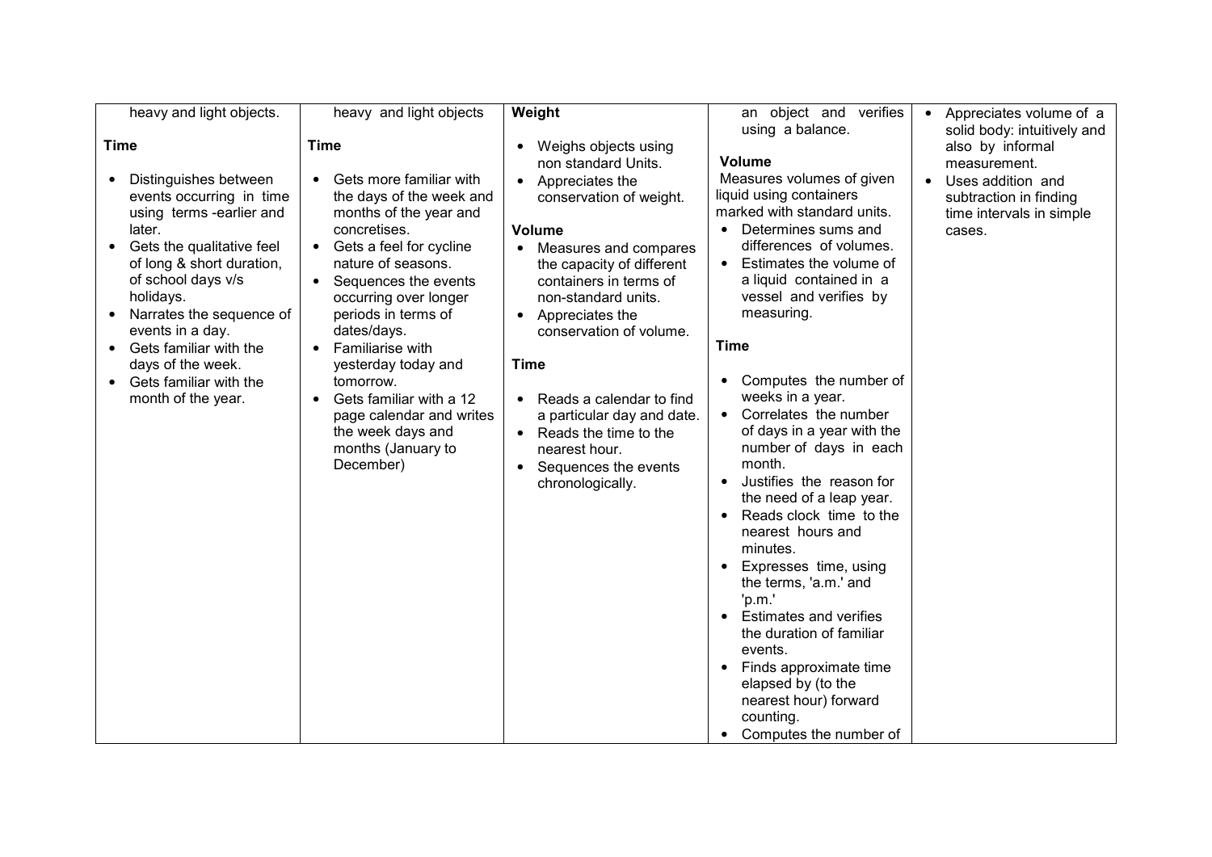| | | | | |
|---|---|---|---|---|
| heavy and light objects.<br><br>**Time**<br><br>• Distinguishes between events occurring in time using terms -earlier and later.<br>• Gets the qualitative feel of long & short duration, of school days v/s holidays.<br>• Narrates the sequence of events in a day.<br>• Gets familiar with the days of the week.<br>• Gets familiar with the month of the year. | heavy and light objects<br><br>**Time**<br><br>• Gets more familiar with the days of the week and months of the year and concretises.<br>• Gets a feel for cycline nature of seasons.<br>• Sequences the events occurring over longer periods in terms of dates/days.<br>• Familiarise with yesterday today and tomorrow.<br>• Gets familiar with a 12 page calendar and writes the week days and months (January to December) | **Weight**<br><br>• Weighs objects using non standard Units.<br>• Appreciates the conservation of weight.<br><br>**Volume**<br>• Measures and compares the capacity of different containers in terms of non-standard units.<br>• Appreciates the conservation of volume.<br><br>**Time**<br><br>• Reads a calendar to find a particular day and date.<br>• Reads the time to the nearest hour.<br>• Sequences the events chronologically. | an object and verifies using a balance.<br><br>**Volume**<br>Measures volumes of given liquid using containers marked with standard units.<br>• Determines sums and differences of volumes.<br>• Estimates the volume of a liquid contained in a vessel and verifies by measuring.<br><br>**Time**<br><br>• Computes the number of weeks in a year.<br>• Correlates the number of days in a year with the number of days in each month.<br>• Justifies the reason for the need of a leap year.<br>• Reads clock time to the nearest hours and minutes.<br>• Expresses time, using the terms, 'a.m.' and 'p.m.'<br>• Estimates and verifies the duration of familiar events.<br>• Finds approximate time elapsed by (to the nearest hour) forward counting.<br>• Computes the number of | • Appreciates volume of a solid body: intuitively and also by informal measurement.<br>• Uses addition and subtraction in finding time intervals in simple cases. |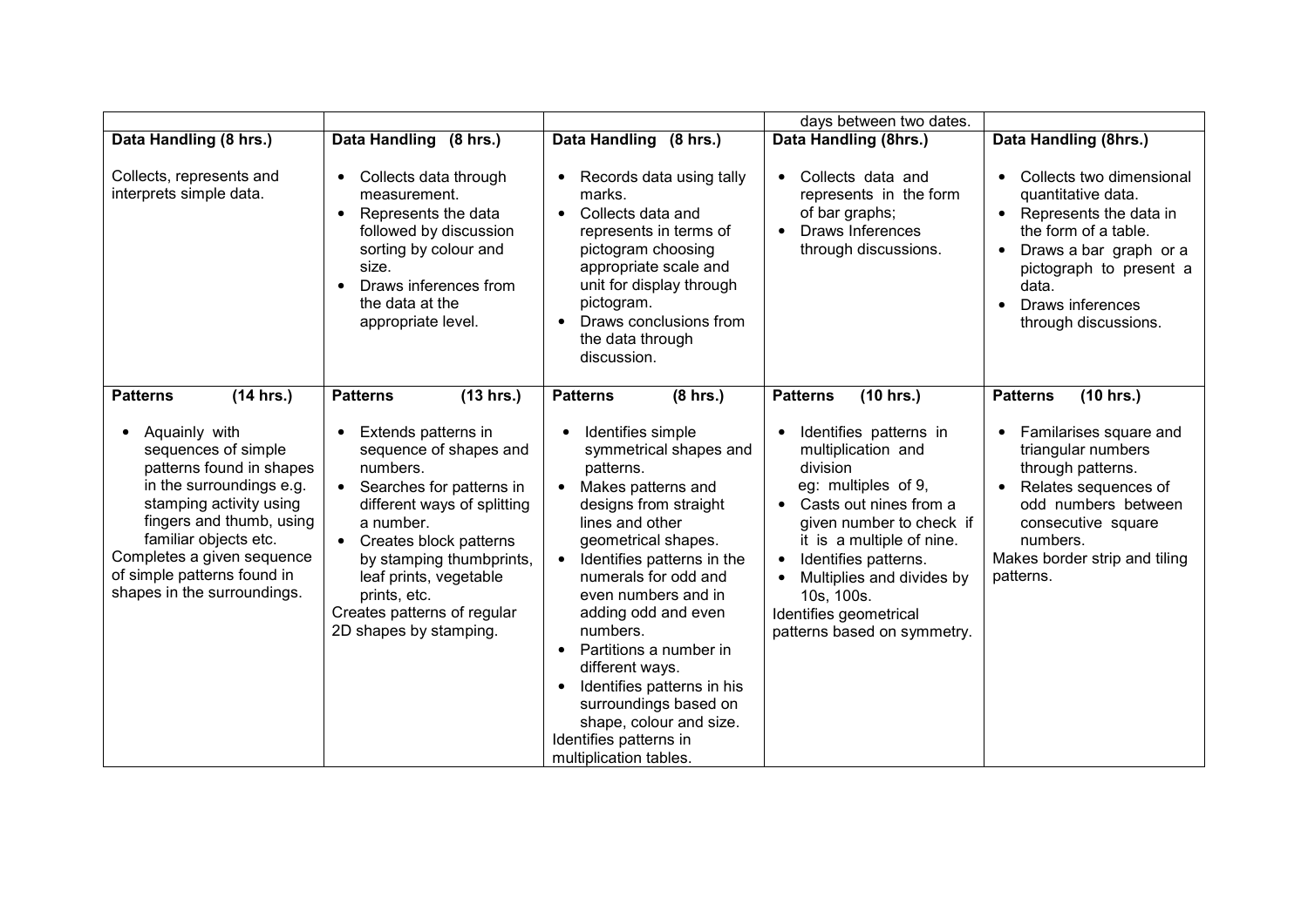|  |  |  | days between two dates. |  |
|---|---|---|---|---|
| **Data Handling (8 hrs.)**<br><br>Collects, represents and interprets simple data. | **Data Handling (8 hrs.)**<br><br>• Collects data through measurement.<br>• Represents the data followed by discussion sorting by colour and size.<br>• Draws inferences from the data at the appropriate level. | **Data Handling (8 hrs.)**<br><br>• Records data using tally marks.<br>• Collects data and represents in terms of pictogram choosing appropriate scale and unit for display through pictogram.<br>• Draws conclusions from the data through discussion. | **Data Handling (8hrs.)**<br><br>• Collects data and represents in the form of bar graphs;<br>• Draws Inferences through discussions. | **Data Handling (8hrs.)**<br><br>• Collects two dimensional quantitative data.<br>• Represents the data in the form of a table.<br>• Draws a bar graph or a pictograph to present a data.<br>• Draws inferences through discussions. |
| **Patterns (14 hrs.)**<br><br>• Aquainly with sequences of simple patterns found in shapes in the surroundings e.g. stamping activity using fingers and thumb, using familiar objects etc.<br>Completes a given sequence of simple patterns found in shapes in the surroundings. | **Patterns (13 hrs.)**<br><br>• Extends patterns in sequence of shapes and numbers.<br>• Searches for patterns in different ways of splitting a number.<br>• Creates block patterns by stamping thumbprints, leaf prints, vegetable prints, etc.<br>Creates patterns of regular 2D shapes by stamping. | **Patterns (8 hrs.)**<br><br>• Identifies simple symmetrical shapes and patterns.<br>• Makes patterns and designs from straight lines and other geometrical shapes.<br>• Identifies patterns in the numerals for odd and even numbers and in adding odd and even numbers.<br>• Partitions a number in different ways.<br>• Identifies patterns in his surroundings based on shape, colour and size.<br>Identifies patterns in multiplication tables. | **Patterns (10 hrs.)**<br><br>• Identifies patterns in multiplication and division<br>eg: multiples of 9,<br>• Casts out nines from a given number to check if it is a multiple of nine.<br>• Identifies patterns.<br>• Multiplies and divides by 10s, 100s.<br>Identifies geometrical patterns based on symmetry. | **Patterns (10 hrs.)**<br><br>• Familarises square and triangular numbers through patterns.<br>• Relates sequences of odd numbers between consecutive square numbers.<br>Makes border strip and tiling patterns. |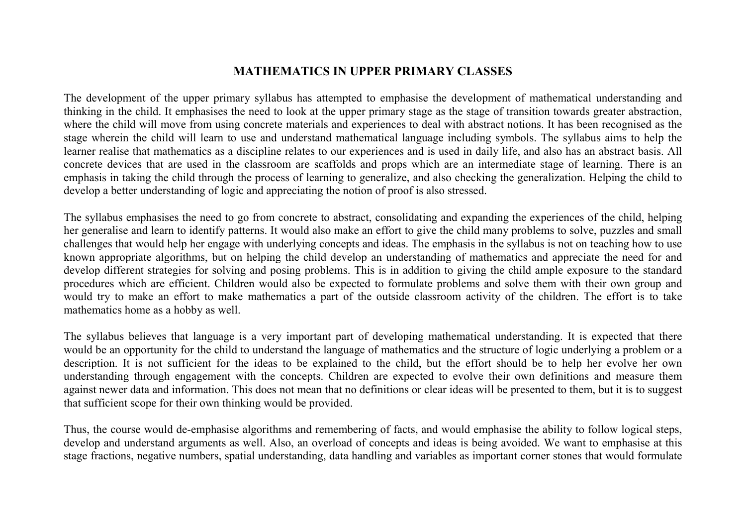## MATHEMATICS IN UPPER PRIMARY CLASSES

The development of the upper primary syllabus has attempted to emphasise the development of mathematical understanding and thinking in the child. It emphasises the need to look at the upper primary stage as the stage of transition towards greater abstraction, where the child will move from using concrete materials and experiences to deal with abstract notions. It has been recognised as the stage wherein the child will learn to use and understand mathematical language including symbols. The syllabus aims to help the learner realise that mathematics as a discipline relates to our experiences and is used in daily life, and also has an abstract basis. All concrete devices that are used in the classroom are scaffolds and props which are an intermediate stage of learning. There is an emphasis in taking the child through the process of learning to generalize, and also checking the generalization. Helping the child to develop a better understanding of logic and appreciating the notion of proof is also stressed.

The syllabus emphasises the need to go from concrete to abstract, consolidating and expanding the experiences of the child, helping her generalise and learn to identify patterns. It would also make an effort to give the child many problems to solve, puzzles and small challenges that would help her engage with underlying concepts and ideas. The emphasis in the syllabus is not on teaching how to use known appropriate algorithms, but on helping the child develop an understanding of mathematics and appreciate the need for and develop different strategies for solving and posing problems. This is in addition to giving the child ample exposure to the standard procedures which are efficient. Children would also be expected to formulate problems and solve them with their own group and would try to make an effort to make mathematics a part of the outside classroom activity of the children. The effort is to take mathematics home as a hobby as well.

The syllabus believes that language is a very important part of developing mathematical understanding. It is expected that there would be an opportunity for the child to understand the language of mathematics and the structure of logic underlying a problem or a description. It is not sufficient for the ideas to be explained to the child, but the effort should be to help her evolve her own understanding through engagement with the concepts. Children are expected to evolve their own definitions and measure them against newer data and information. This does not mean that no definitions or clear ideas will be presented to them, but it is to suggest that sufficient scope for their own thinking would be provided.

Thus, the course would de-emphasise algorithms and remembering of facts, and would emphasise the ability to follow logical steps, develop and understand arguments as well. Also, an overload of concepts and ideas is being avoided. We want to emphasise at this stage fractions, negative numbers, spatial understanding, data handling and variables as important corner stones that would formulate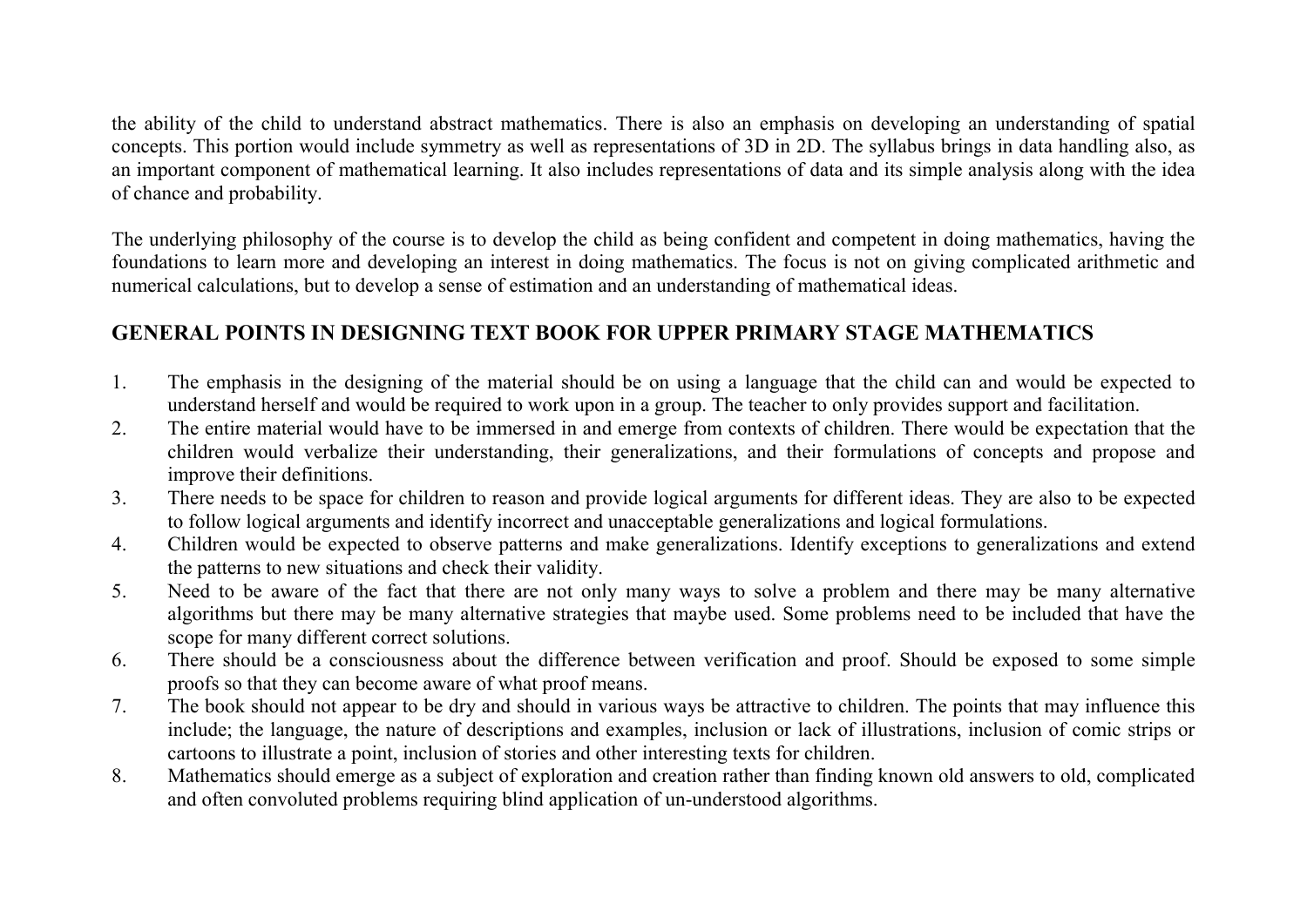the ability of the child to understand abstract mathematics. There is also an emphasis on developing an understanding of spatial concepts. This portion would include symmetry as well as representations of 3D in 2D. The syllabus brings in data handling also, as an important component of mathematical learning. It also includes representations of data and its simple analysis along with the idea of chance and probability.

The underlying philosophy of the course is to develop the child as being confident and competent in doing mathematics, having the foundations to learn more and developing an interest in doing mathematics. The focus is not on giving complicated arithmetic and numerical calculations, but to develop a sense of estimation and an understanding of mathematical ideas.

## GENERAL POINTS IN DESIGNING TEXT BOOK FOR UPPER PRIMARY STAGE MATHEMATICS

1. The emphasis in the designing of the material should be on using a language that the child can and would be expected to understand herself and would be required to work upon in a group. The teacher to only provides support and facilitation.
2. The entire material would have to be immersed in and emerge from contexts of children. There would be expectation that the children would verbalize their understanding, their generalizations, and their formulations of concepts and propose and improve their definitions.
3. There needs to be space for children to reason and provide logical arguments for different ideas. They are also to be expected to follow logical arguments and identify incorrect and unacceptable generalizations and logical formulations.
4. Children would be expected to observe patterns and make generalizations. Identify exceptions to generalizations and extend the patterns to new situations and check their validity.
5. Need to be aware of the fact that there are not only many ways to solve a problem and there may be many alternative algorithms but there may be many alternative strategies that maybe used. Some problems need to be included that have the scope for many different correct solutions.
6. There should be a consciousness about the difference between verification and proof. Should be exposed to some simple proofs so that they can become aware of what proof means.
7. The book should not appear to be dry and should in various ways be attractive to children. The points that may influence this include; the language, the nature of descriptions and examples, inclusion or lack of illustrations, inclusion of comic strips or cartoons to illustrate a point, inclusion of stories and other interesting texts for children.
8. Mathematics should emerge as a subject of exploration and creation rather than finding known old answers to old, complicated and often convoluted problems requiring blind application of un-understood algorithms.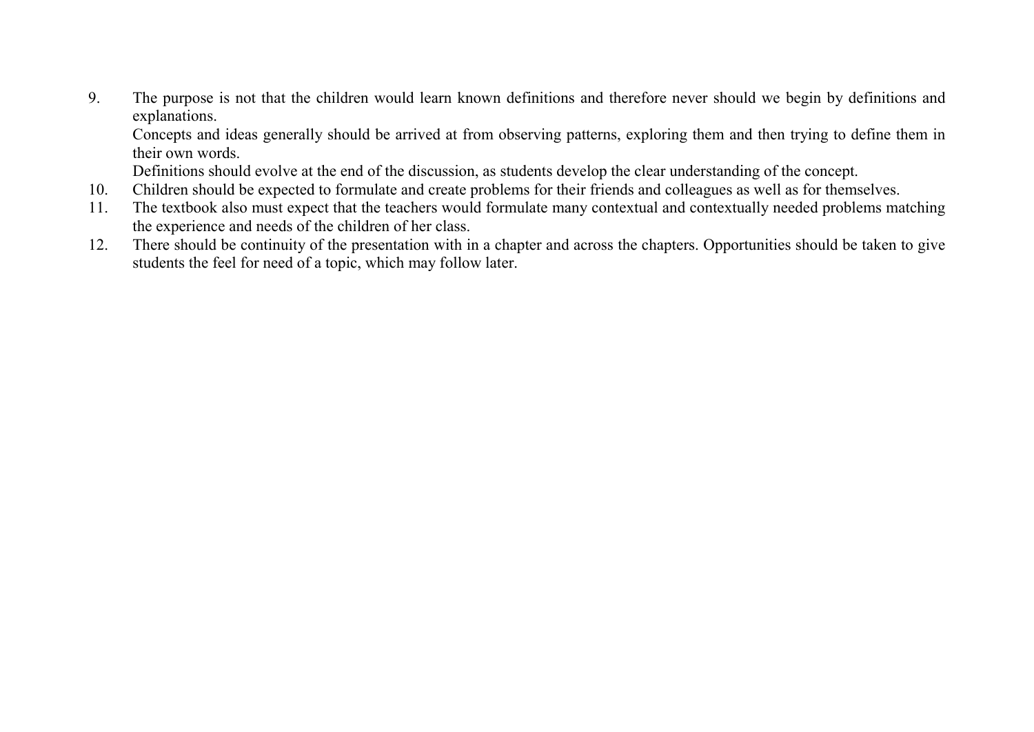9. The purpose is not that the children would learn known definitions and therefore never should we begin by definitions and explanations.

   Concepts and ideas generally should be arrived at from observing patterns, exploring them and then trying to define them in their own words.

   Definitions should evolve at the end of the discussion, as students develop the clear understanding of the concept.

10. Children should be expected to formulate and create problems for their friends and colleagues as well as for themselves.

11. The textbook also must expect that the teachers would formulate many contextual and contextually needed problems matching the experience and needs of the children of her class.

12. There should be continuity of the presentation with in a chapter and across the chapters. Opportunities should be taken to give students the feel for need of a topic, which may follow later.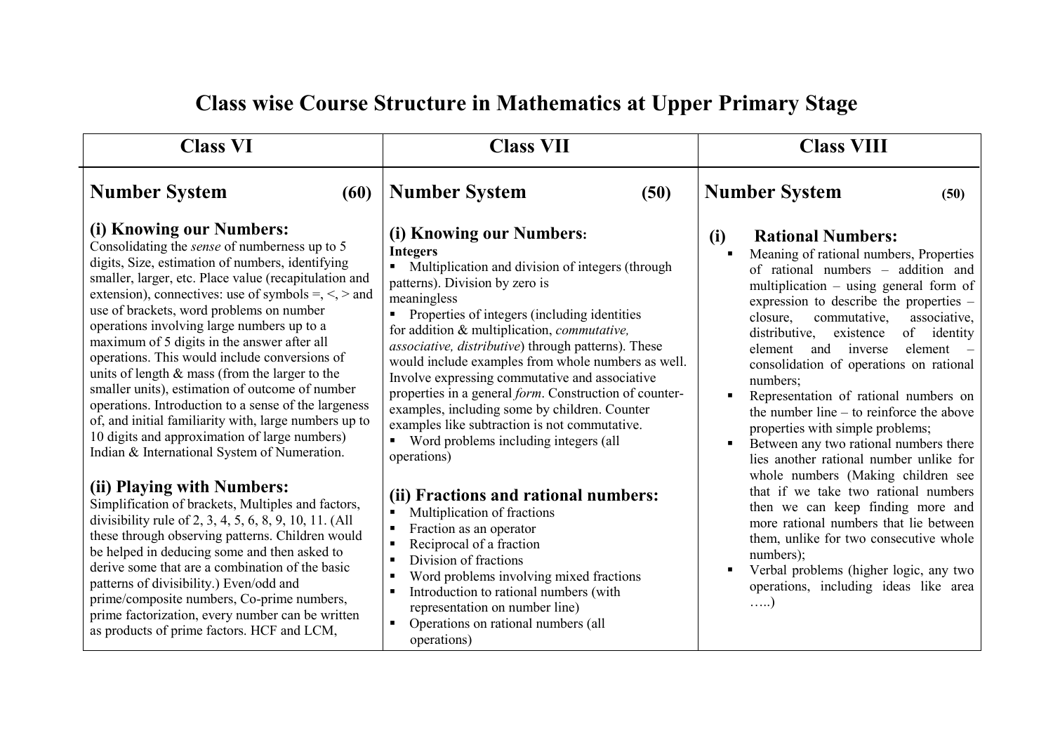# Class wise Course Structure in Mathematics at Upper Primary Stage

| Class VI | Class VII | Class VIII |
|---|---|---|
| **Number System (60)**<br><br>**(i) Knowing our Numbers:**<br>Consolidating the *sense* of numberness up to 5 digits, Size, estimation of numbers, identifying smaller, larger, etc. Place value (recapitulation and extension), connectives: use of symbols =, <, > and use of brackets, word problems on number operations involving large numbers up to a maximum of 5 digits in the answer after all operations. This would include conversions of units of length & mass (from the larger to the smaller units), estimation of outcome of number operations. Introduction to a sense of the largeness of, and initial familiarity with, large numbers up to 10 digits and approximation of large numbers) Indian & International System of Numeration.<br><br>**(ii) Playing with Numbers:**<br>Simplification of brackets, Multiples and factors, divisibility rule of 2, 3, 4, 5, 6, 8, 9, 10, 11. (All these through observing patterns. Children would be helped in deducing some and then asked to derive some that are a combination of the basic patterns of divisibility.) Even/odd and prime/composite numbers, Co-prime numbers, prime factorization, every number can be written as products of prime factors. HCF and LCM, | **Number System (50)**<br><br>**(i) Knowing our Numbers:**<br>**Integers**<br>▪ Multiplication and division of integers (through patterns). Division by zero is meaningless<br>▪ Properties of integers (including identities for addition & multiplication, *commutative, associative, distributive*) through patterns). These would include examples from whole numbers as well. Involve expressing commutative and associative properties in a general *form*. Construction of counter-examples, including some by children. Counter examples like subtraction is not commutative.<br>▪ Word problems including integers (all operations)<br><br>**(ii) Fractions and rational numbers:**<br>▪ Multiplication of fractions<br>▪ Fraction as an operator<br>▪ Reciprocal of a fraction<br>▪ Division of fractions<br>▪ Word problems involving mixed fractions<br>▪ Introduction to rational numbers (with representation on number line)<br>▪ Operations on rational numbers (all operations) | **Number System (50)**<br><br>**(i) Rational Numbers:**<br>▪ Meaning of rational numbers, Properties of rational numbers – addition and multiplication – using general form of expression to describe the properties – closure, commutative, associative, distributive, existence of identity element and inverse element – consolidation of operations on rational numbers;<br>▪ Representation of rational numbers on the number line – to reinforce the above properties with simple problems;<br>▪ Between any two rational numbers there lies another rational number unlike for whole numbers (Making children see that if we take two rational numbers then we can keep finding more and more rational numbers that lie between them, unlike for two consecutive whole numbers);<br>▪ Verbal problems (higher logic, any two operations, including ideas like area …..) |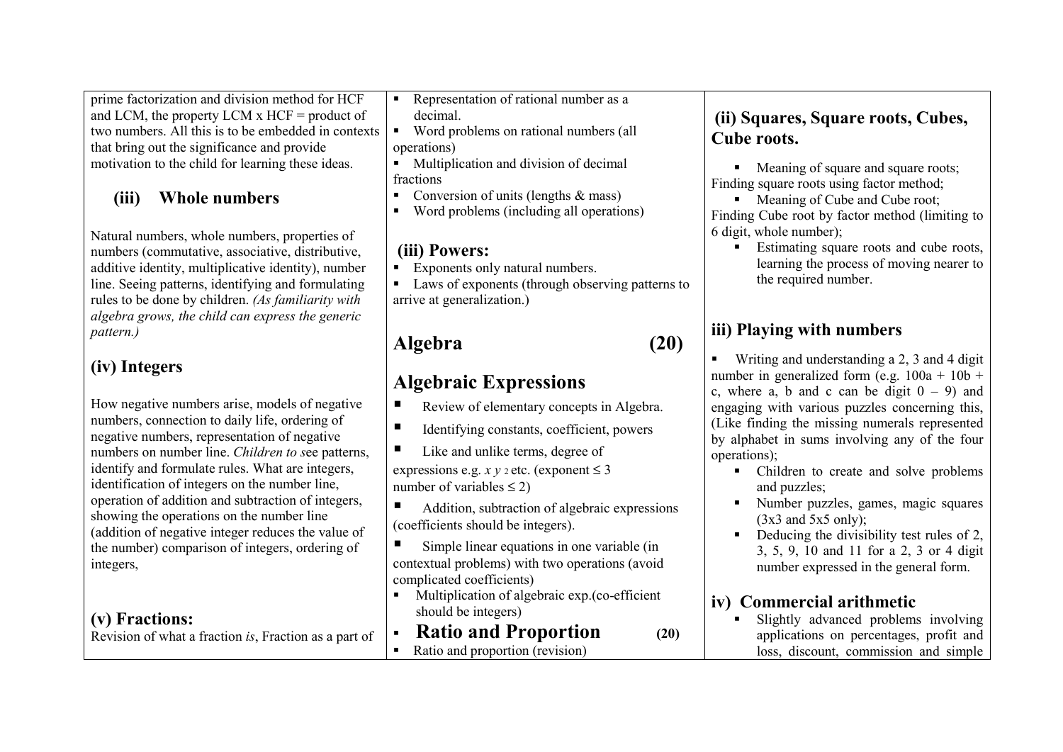prime factorization and division method for HCF and LCM, the property LCM x HCF = product of two numbers. All this is to be embedded in contexts that bring out the significance and provide motivation to the child for learning these ideas.

### (iii) Whole numbers

Natural numbers, whole numbers, properties of numbers (commutative, associative, distributive, additive identity, multiplicative identity), number line. Seeing patterns, identifying and formulating rules to be done by children. *(As familiarity with algebra grows, the child can express the generic pattern.)*

### (iv) Integers

How negative numbers arise, models of negative numbers, connection to daily life, ordering of negative numbers, representation of negative numbers on number line. *Children to s*ee patterns, identify and formulate rules. What are integers, identification of integers on the number line, operation of addition and subtraction of integers, showing the operations on the number line (addition of negative integer reduces the value of the number) comparison of integers, ordering of integers,

### (v) Fractions:

Revision of what a fraction *is*, Fraction as a part of

- Representation of rational number as a decimal.
- Word problems on rational numbers (all operations)
- Multiplication and division of decimal fractions
- Conversion of units (lengths & mass)
- Word problems (including all operations)

### (iii) Powers:

- Exponents only natural numbers.
- Laws of exponents (through observing patterns to arrive at generalization.)

## Algebra (20)

## Algebraic Expressions

- Review of elementary concepts in Algebra.
- Identifying constants, coefficient, powers
- Like and unlike terms, degree of expressions e.g. $x y^2$ etc. (exponent $\leq 3$ number of variables $\leq 2$)
- Addition, subtraction of algebraic expressions (coefficients should be integers).
- Simple linear equations in one variable (in contextual problems) with two operations (avoid complicated coefficients)
- Multiplication of algebraic exp.(co-efficient should be integers)
- **Ratio and Proportion (20)**
- Ratio and proportion (revision)

### (ii) Squares, Square roots, Cubes, Cube roots.

- Meaning of square and square roots; Finding square roots using factor method;
- Meaning of Cube and Cube root; Finding Cube root by factor method (limiting to 6 digit, whole number);
- Estimating square roots and cube roots, learning the process of moving nearer to the required number.

### iii) Playing with numbers

- Writing and understanding a 2, 3 and 4 digit number in generalized form (e.g. $100a + 10b + c$, where a, b and c can be digit $0 - 9$) and engaging with various puzzles concerning this, (Like finding the missing numerals represented by alphabet in sums involving any of the four operations);
  - Children to create and solve problems and puzzles;
  - Number puzzles, games, magic squares (3x3 and 5x5 only);
  - Deducing the divisibility test rules of 2, 3, 5, 9, 10 and 11 for a 2, 3 or 4 digit number expressed in the general form.

### iv) Commercial arithmetic

- Slightly advanced problems involving applications on percentages, profit and loss, discount, commission and simple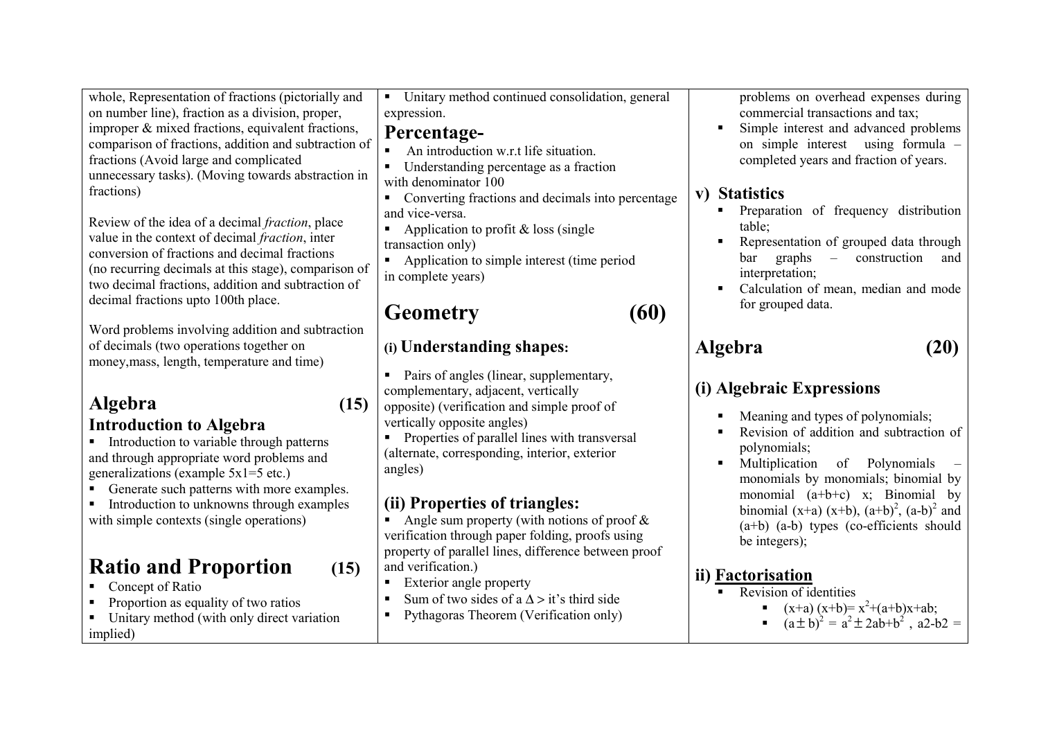whole, Representation of fractions (pictorially and on number line), fraction as a division, proper, improper & mixed fractions, equivalent fractions, comparison of fractions, addition and subtraction of fractions (Avoid large and complicated unnecessary tasks). (Moving towards abstraction in fractions)

Review of the idea of a decimal *fraction*, place value in the context of decimal *fraction*, inter conversion of fractions and decimal fractions (no recurring decimals at this stage), comparison of two decimal fractions, addition and subtraction of decimal fractions upto 100th place.

Word problems involving addition and subtraction of decimals (two operations together on money,mass, length, temperature and time)

## Algebra (15)

### Introduction to Algebra

- Introduction to variable through patterns and through appropriate word problems and generalizations (example 5x1=5 etc.)
- Generate such patterns with more examples.
- Introduction to unknowns through examples with simple contexts (single operations)

## Ratio and Proportion (15)

- Concept of Ratio
- Proportion as equality of two ratios
- Unitary method (with only direct variation implied)
- Unitary method continued consolidation, general expression.

### Percentage-

- An introduction w.r.t life situation.
- Understanding percentage as a fraction with denominator 100
- Converting fractions and decimals into percentage and vice-versa.
- Application to profit & loss (single transaction only)
- Application to simple interest (time period in complete years)

## Geometry (60)

### (i) Understanding shapes:

- Pairs of angles (linear, supplementary, complementary, adjacent, vertically opposite) (verification and simple proof of vertically opposite angles)
- Properties of parallel lines with transversal (alternate, corresponding, interior, exterior angles)

### (ii) Properties of triangles:

- Angle sum property (with notions of proof & verification through paper folding, proofs using property of parallel lines, difference between proof and verification.)
- Exterior angle property
- Sum of two sides of a $\Delta >$ it's third side
- Pythagoras Theorem (Verification only)

problems on overhead expenses during commercial transactions and tax;

- Simple interest and advanced problems on simple interest using formula – completed years and fraction of years.

### v) Statistics

- Preparation of frequency distribution table;
- Representation of grouped data through bar graphs – construction and interpretation;
- Calculation of mean, median and mode for grouped data.

## Algebra (20)

### (i) Algebraic Expressions

- Meaning and types of polynomials;
- Revision of addition and subtraction of polynomials;
- Multiplication of Polynomials – monomials by monomials; binomial by monomial (a+b+c) x; Binomial by binomial (x+a) (x+b), $(a+b)^2$, $(a-b)^2$ and (a+b) (a-b) types (co-efficients should be integers);

### ii) Factorisation

- Revision of identities
  - $(x+a)(x+b)= x^2+(a+b)x+ab$;
  - $(a \pm b)^2 = a^2 \pm 2ab+b^2$ , a2-b2 =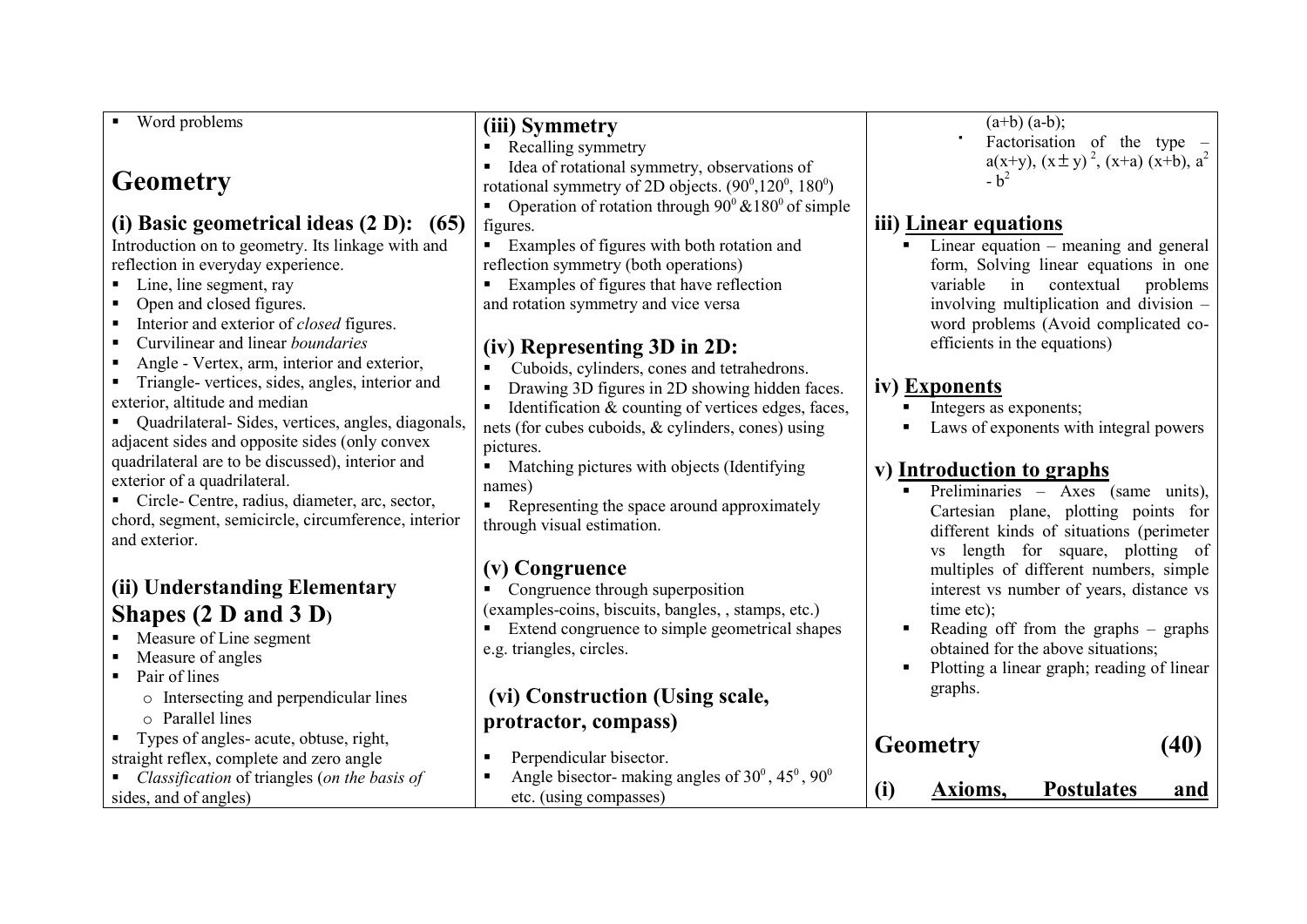- Word problems

## Geometry

### (i) Basic geometrical ideas (2 D): (65)

Introduction on to geometry. Its linkage with and reflection in everyday experience.

- Line, line segment, ray
- Open and closed figures.
- Interior and exterior of *closed* figures.
- Curvilinear and linear *boundaries*
- Angle - Vertex, arm, interior and exterior,
- Triangle- vertices, sides, angles, interior and exterior, altitude and median
- Quadrilateral- Sides, vertices, angles, diagonals, adjacent sides and opposite sides (only convex quadrilateral are to be discussed), interior and exterior of a quadrilateral.
- Circle- Centre, radius, diameter, arc, sector, chord, segment, semicircle, circumference, interior and exterior.

### (ii) Understanding Elementary Shapes (2 D and 3 D)

- Measure of Line segment
- Measure of angles
- Pair of lines
  - Intersecting and perpendicular lines
  - Parallel lines
- Types of angles- acute, obtuse, right, straight reflex, complete and zero angle
- *Classification* of triangles (*on the basis of* sides, and of angles)

### (iii) Symmetry

- Recalling symmetry
- Idea of rotational symmetry, observations of rotational symmetry of 2D objects. ($90^0$, $120^0$, $180^0$)
- Operation of rotation through $90^0$ & $180^0$ of simple figures.
- Examples of figures with both rotation and reflection symmetry (both operations)
- Examples of figures that have reflection and rotation symmetry and vice versa

### (iv) Representing 3D in 2D:

- Cuboids, cylinders, cones and tetrahedrons.
- Drawing 3D figures in 2D showing hidden faces.
- Identification & counting of vertices edges, faces, nets (for cubes cuboids, & cylinders, cones) using pictures.
- Matching pictures with objects (Identifying names)
- Representing the space around approximately through visual estimation.

### (v) Congruence

- Congruence through superposition (examples-coins, biscuits, bangles, , stamps, etc.)
- Extend congruence to simple geometrical shapes e.g. triangles, circles.

### (vi) Construction (Using scale, protractor, compass)

- Perpendicular bisector.
- Angle bisector- making angles of $30^0$, $45^0$, $90^0$ etc. (using compasses)

$(a+b)(a-b)$;

- Factorisation of the type – $a(x+y)$, $(x \pm y)^2$, $(x+a)(x+b)$, $a^2 - b^2$

### iii) Linear equations

- Linear equation – meaning and general form, Solving linear equations in one variable in contextual problems involving multiplication and division – word problems (Avoid complicated co-efficients in the equations)

### iv) Exponents

- Integers as exponents;
- Laws of exponents with integral powers

### v) Introduction to graphs

- Preliminaries – Axes (same units), Cartesian plane, plotting points for different kinds of situations (perimeter vs length for square, plotting of multiples of different numbers, simple interest vs number of years, distance vs time etc);
- Reading off from the graphs – graphs obtained for the above situations;
- Plotting a linear graph; reading of linear graphs.

## Geometry (40)

### (i) Axioms, Postulates and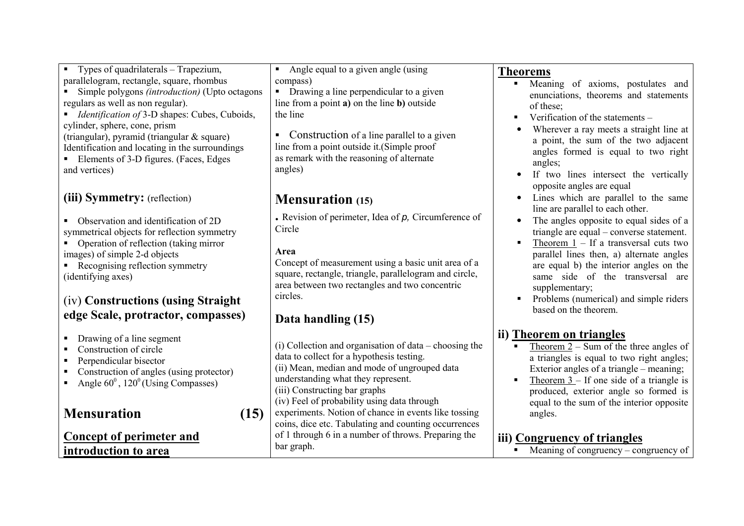- Types of quadrilaterals – Trapezium, parallelogram, rectangle, square, rhombus
- Simple polygons *(introduction)* (Upto octagons regulars as well as non regular).
- *Identification of* 3-D shapes: Cubes, Cuboids, cylinder, sphere, cone, prism (triangular), pyramid (triangular & square) Identification and locating in the surroundings
- Elements of 3-D figures. (Faces, Edges and vertices)

### (iii) Symmetry: (reflection)

- Observation and identification of 2D symmetrical objects for reflection symmetry
- Operation of reflection (taking mirror images) of simple 2-d objects
- Recognising reflection symmetry (identifying axes)

### (iv) Constructions (using Straight edge Scale, protractor, compasses)

- Drawing of a line segment
- Construction of circle
- Perpendicular bisector
- Construction of angles (using protector)
- Angle $60^0$, $120^0$ (Using Compasses)

## Mensuration (15)

### Concept of perimeter and introduction to area

- Angle equal to a given angle (using compass)
- Drawing a line perpendicular to a given line from a point **a)** on the line **b)** outside the line
- Construction of a line parallel to a given line from a point outside it.(Simple proof as remark with the reasoning of alternate angles)

## Mensuration (15)

. Revision of perimeter, Idea of *p*, Circumference of Circle

**Area**

Concept of measurement using a basic unit area of a square, rectangle, triangle, parallelogram and circle, area between two rectangles and two concentric circles.

## Data handling (15)

(i) Collection and organisation of data – choosing the data to collect for a hypothesis testing.
(ii) Mean, median and mode of ungrouped data understanding what they represent.
(iii) Constructing bar graphs
(iv) Feel of probability using data through experiments. Notion of chance in events like tossing coins, dice etc. Tabulating and counting occurrences of 1 through 6 in a number of throws. Preparing the bar graph.

## Theorems

- Meaning of axioms, postulates and enunciations, theorems and statements of these;
- Verification of the statements –
  - Wherever a ray meets a straight line at a point, the sum of the two adjacent angles formed is equal to two right angles;
  - If two lines intersect the vertically opposite angles are equal
  - Lines which are parallel to the same line are parallel to each other.
  - The angles opposite to equal sides of a triangle are equal – converse statement.
- Theorem 1 – If a transversal cuts two parallel lines then, a) alternate angles are equal b) the interior angles on the same side of the transversal are supplementary;
- Problems (numerical) and simple riders based on the theorem.

### ii) Theorem on triangles

- Theorem 2 – Sum of the three angles of a triangles is equal to two right angles; Exterior angles of a triangle – meaning;
- Theorem 3 – If one side of a triangle is produced, exterior angle so formed is equal to the sum of the interior opposite angles.

### iii) Congruency of triangles

- Meaning of congruency – congruency of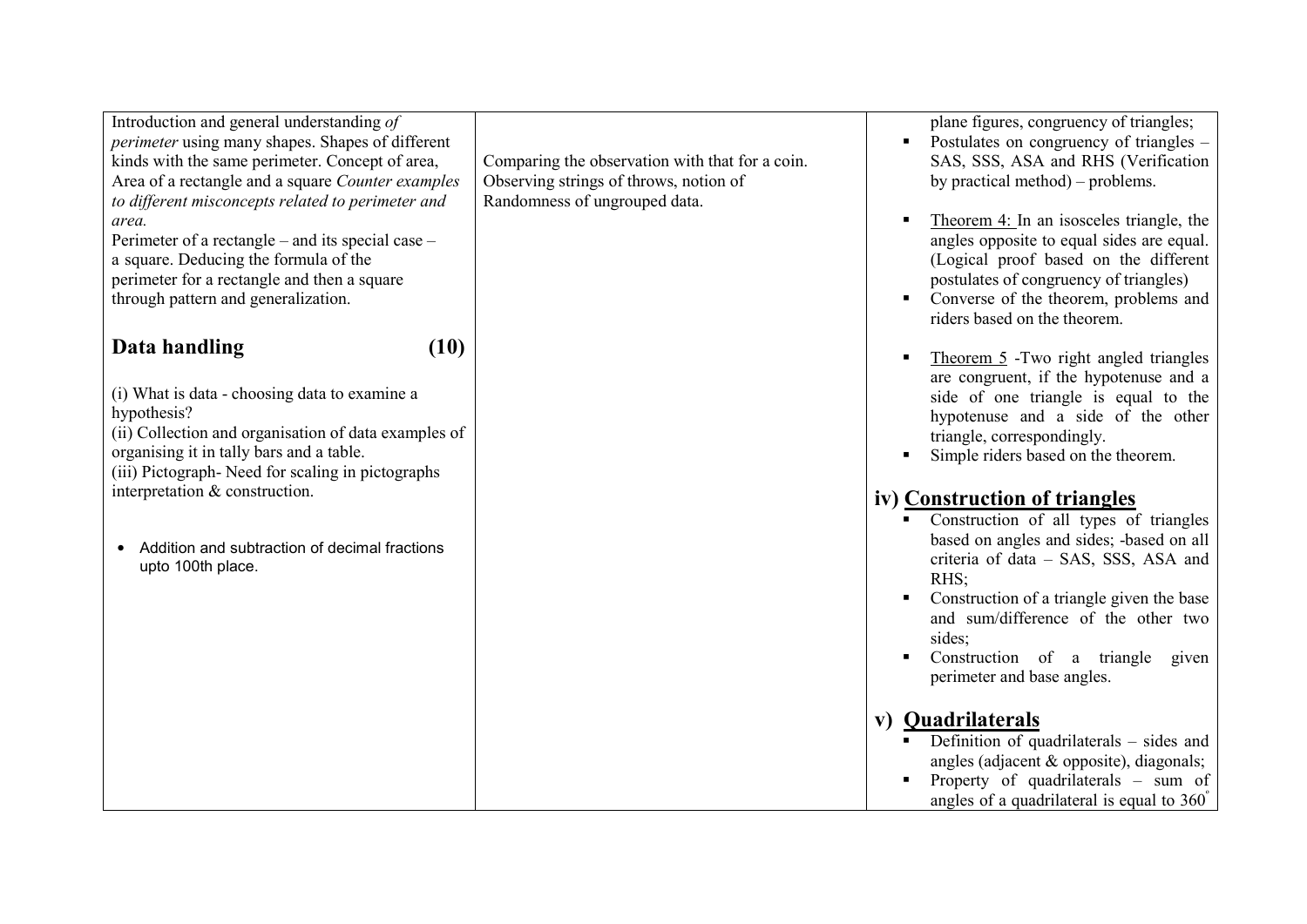| | | |
|---|---|---|
| Introduction and general understanding *of perimeter* using many shapes. Shapes of different kinds with the same perimeter. Concept of area, Area of a rectangle and a square *Counter examples to different misconcepts related to perimeter and area.*<br>Perimeter of a rectangle – and its special case – a square. Deducing the formula of the perimeter for a rectangle and then a square through pattern and generalization.<br><br>**Data handling (10)**<br><br>(i) What is data - choosing data to examine a hypothesis?<br>(ii) Collection and organisation of data examples of organising it in tally bars and a table.<br>(iii) Pictograph- Need for scaling in pictographs interpretation & construction.<br><br>• Addition and subtraction of decimal fractions upto 100th place. | Comparing the observation with that for a coin. Observing strings of throws, notion of Randomness of ungrouped data. | plane figures, congruency of triangles;<br>▪ Postulates on congruency of triangles – SAS, SSS, ASA and RHS (Verification by practical method) – problems.<br>▪ <u>Theorem 4:</u> In an isosceles triangle, the angles opposite to equal sides are equal. (Logical proof based on the different postulates of congruency of triangles)<br>▪ Converse of the theorem, problems and riders based on the theorem.<br>▪ <u>Theorem 5</u> -Two right angled triangles are congruent, if the hypotenuse and a side of one triangle is equal to the hypotenuse and a side of the other triangle, correspondingly.<br>▪ Simple riders based on the theorem.<br><br>**iv) <u>Construction of triangles</u>**<br>▪ Construction of all types of triangles based on angles and sides; -based on all criteria of data – SAS, SSS, ASA and RHS;<br>▪ Construction of a triangle given the base and sum/difference of the other two sides;<br>▪ Construction of a triangle given perimeter and base angles.<br><br>**v) <u>Quadrilaterals</u>**<br>▪ Definition of quadrilaterals – sides and angles (adjacent & opposite), diagonals;<br>▪ Property of quadrilaterals – sum of angles of a quadrilateral is equal to $360^\circ$ |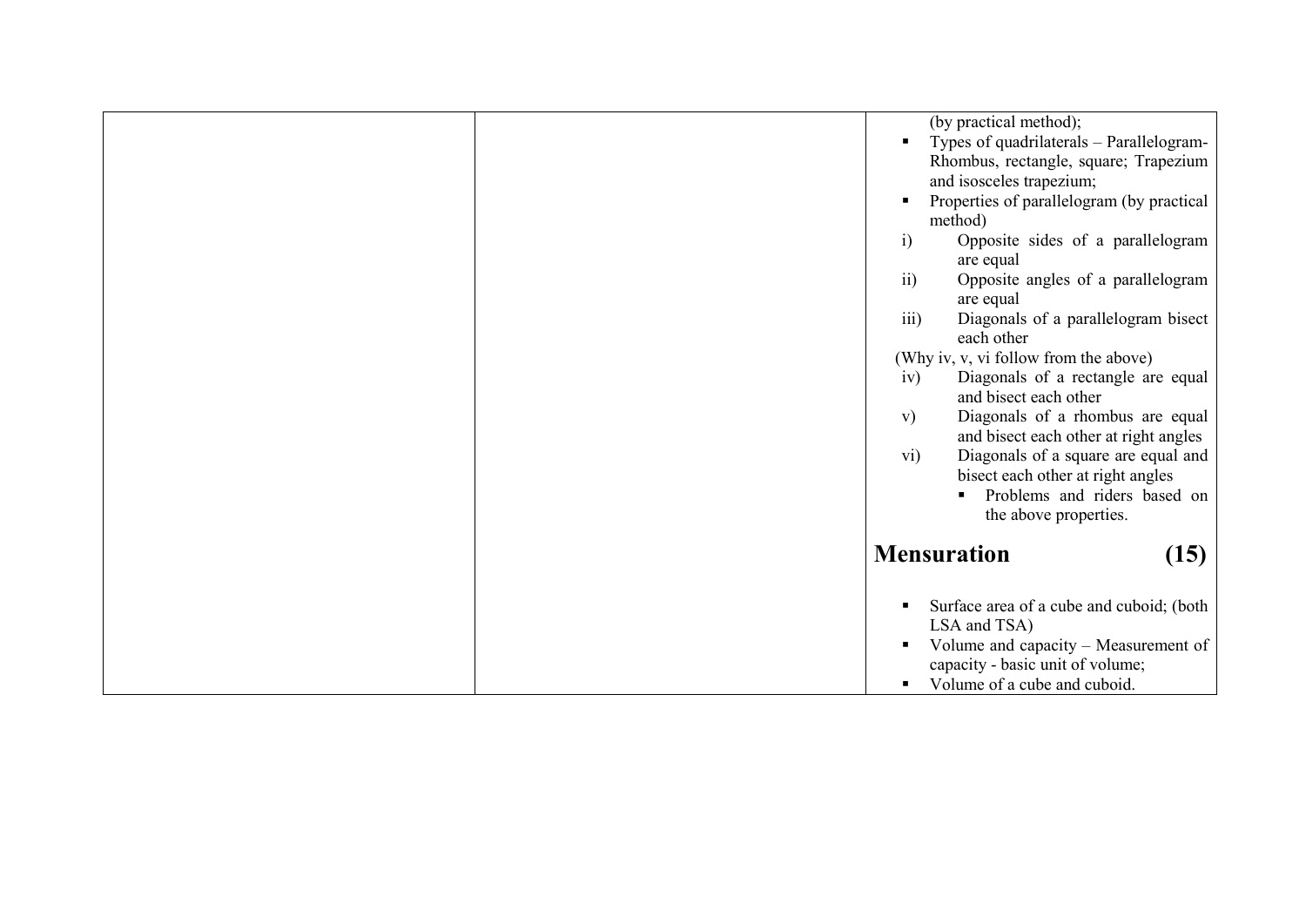| | | (by practical method);<br>▪ Types of quadrilaterals – Parallelogram-Rhombus, rectangle, square; Trapezium and isosceles trapezium;<br>▪ Properties of parallelogram (by practical method)<br>i) Opposite sides of a parallelogram are equal<br>ii) Opposite angles of a parallelogram are equal<br>iii) Diagonals of a parallelogram bisect each other<br>(Why iv, v, vi follow from the above)<br>iv) Diagonals of a rectangle are equal and bisect each other<br>v) Diagonals of a rhombus are equal and bisect each other at right angles<br>vi) Diagonals of a square are equal and bisect each other at right angles<br>▪ Problems and riders based on the above properties.<br><br>**Mensuration (15)**<br><br>▪ Surface area of a cube and cuboid; (both LSA and TSA)<br>▪ Volume and capacity – Measurement of capacity - basic unit of volume;<br>▪ Volume of a cube and cuboid. |
|---|---|---|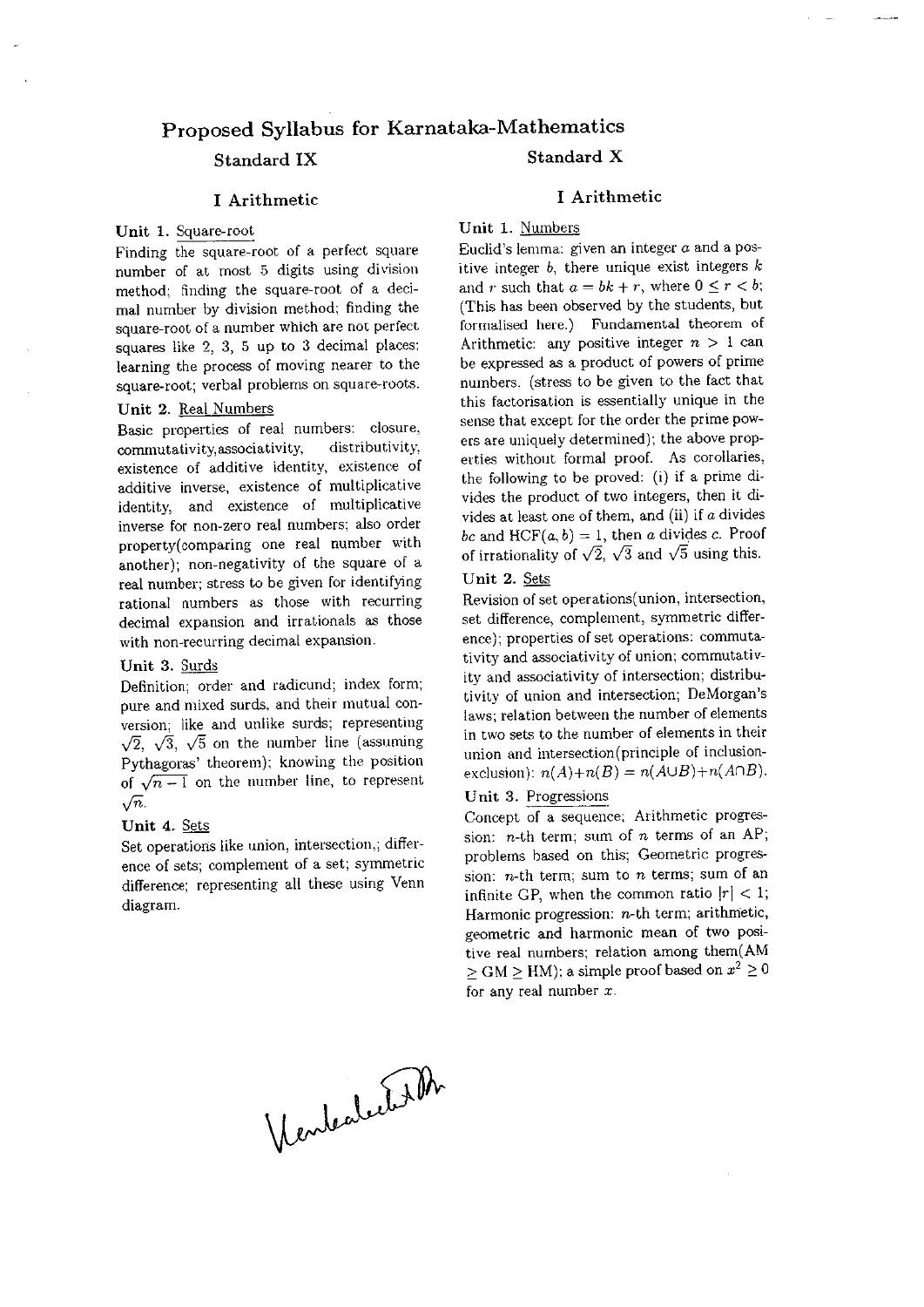# Proposed Syllabus for Karnataka-Mathematics

## Standard IX

### I Arithmetic

**Unit 1.** Square-root

Finding the square-root of a perfect square number of at most 5 digits using division method; finding the square-root of a decimal number by division method; finding the square-root of a number which are not perfect squares like 2, 3, 5 up to 3 decimal places; learning the process of moving nearer to the square-root; verbal problems on square-roots.

**Unit 2.** Real Numbers

Basic properties of real numbers: closure, commutativity,associativity, distributivity, existence of additive identity, existence of additive inverse, existence of multiplicative identity, and existence of multiplicative inverse for non-zero real numbers; also order property(comparing one real number with another); non-negativity of the square of a real number; stress to be given for identifying rational numbers as those with recurring decimal expansion and irrationals as those with non-recurring decimal expansion.

**Unit 3.** Surds

Definition; order and radicund; index form; pure and mixed surds, and their mutual conversion; like and unlike surds; representing $\sqrt{2}$, $\sqrt{3}$, $\sqrt{5}$ on the number line (assuming Pythagoras' theorem); knowing the position of $\sqrt{n-1}$ on the number line, to represent $\sqrt{n}$.

**Unit 4.** Sets

Set operations like union, intersection,; difference of sets; complement of a set; symmetric difference; representing all these using Venn diagram.

## Standard X

### I Arithmetic

**Unit 1.** Numbers

Euclid's lemma: given an integer $a$ and a positive integer $b$, there unique exist integers $k$ and $r$ such that $a = bk + r$, where $0 \leq r < b$; (This has been observed by the students, but formalised here.) Fundamental theorem of Arithmetic: any positive integer $n > 1$ can be expressed as a product of powers of prime numbers. (stress to be given to the fact that this factorisation is essentially unique in the sense that except for the order the prime powers are uniquely determined); the above properties without formal proof. As corollaries, the following to be proved: (i) if a prime divides the product of two integers, then it divides at least one of them, and (ii) if $a$ divides $bc$ and $\text{HCF}(a, b) = 1$, then $a$ divides $c$. Proof of irrationality of $\sqrt{2}$, $\sqrt{3}$ and $\sqrt{5}$ using this.

**Unit 2.** Sets

Revision of set operations(union, intersection, set difference, complement, symmetric difference); properties of set operations: commutativity and associativity of union; commutativity and associativity of intersection; distributivity of union and intersection; DeMorgan's laws; relation between the number of elements in two sets to the number of elements in their union and intersection(principle of inclusion-exclusion): $n(A)+n(B) = n(A\cup B)+n(A\cap B)$.

**Unit 3.** Progressions

Concept of a sequence; Arithmetic progression: $n$-th term; sum of $n$ terms of an AP; problems based on this; Geometric progression: $n$-th term; sum to $n$ terms; sum of an infinite GP, when the common ratio $|r| < 1$; Harmonic progression: $n$-th term; arithmetic, geometric and harmonic mean of two positive real numbers; relation among them(AM $\geq$ GM $\geq$ HM); a simple proof based on $x^2 \geq 0$ for any real number $x$.

Venkatachala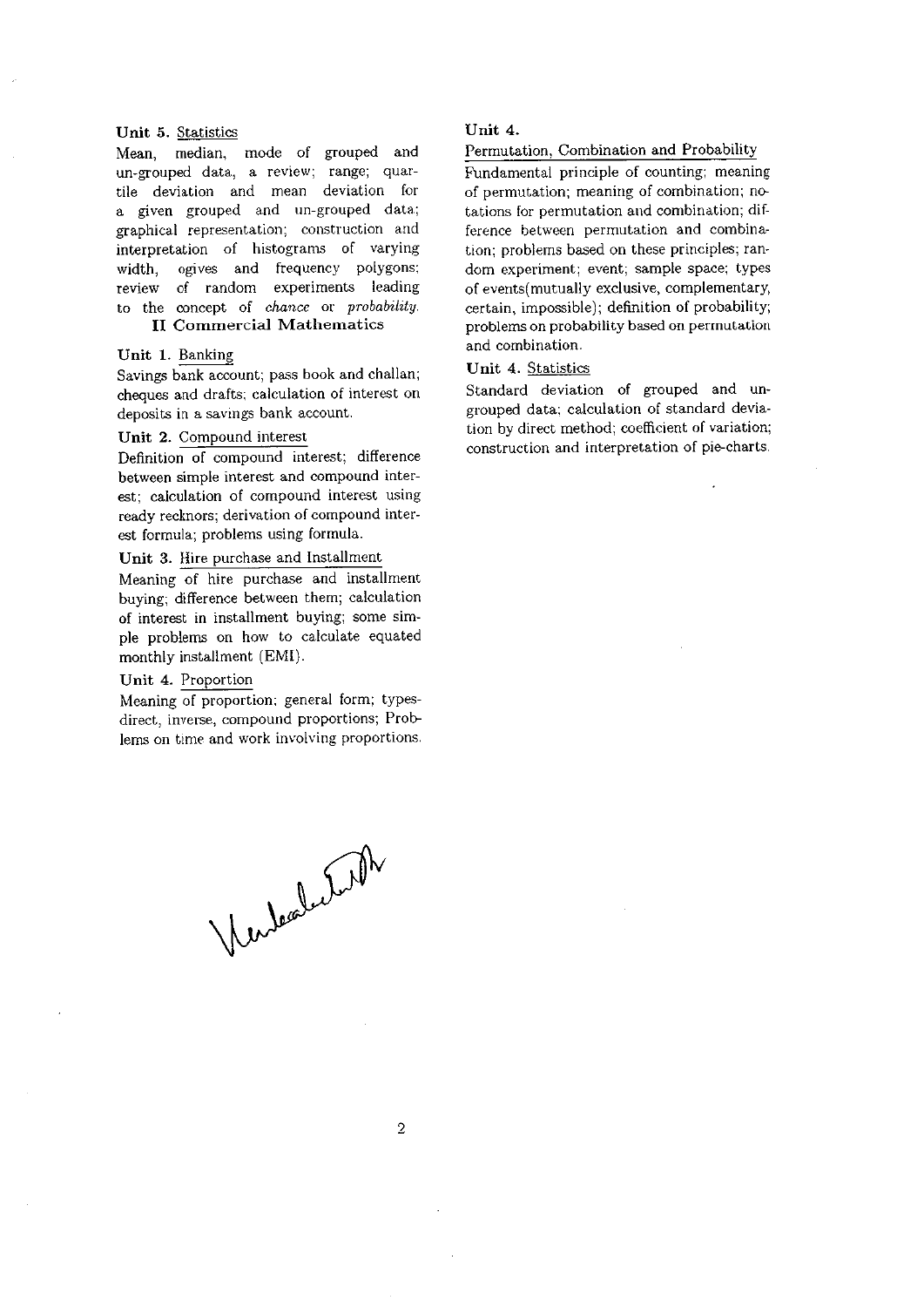**Unit 5.** Statistics

Mean, median, mode of grouped and un-grouped data, a review; range; quartile deviation and mean deviation for a given grouped and un-grouped data; graphical representation; construction and interpretation of histograms of varying width, ogives and frequency polygons; review of random experiments leading to the concept of *chance* or *probability*.

## II Commercial Mathematics

**Unit 1.** Banking

Savings bank account; pass book and challan; cheques and drafts; calculation of interest on deposits in a savings bank account.

**Unit 2.** Compound interest

Definition of compound interest; difference between simple interest and compound interest; calculation of compound interest using ready recknors; derivation of compound interest formula; problems using formula.

**Unit 3.** Hire purchase and Installment

Meaning of hire purchase and installment buying; difference between them; calculation of interest in installment buying; some simple problems on how to calculate equated monthly installment (EMI).

**Unit 4.** Proportion

Meaning of proportion; general form; types-direct, inverse, compound proportions; Problems on time and work involving proportions.

**Unit 4.**

Permutation, Combination and Probability

Fundamental principle of counting; meaning of permutation; meaning of combination; notations for permutation and combination; difference between permutation and combination; problems based on these principles; random experiment; event; sample space; types of events(mutually exclusive, complementary, certain, impossible); definition of probability; problems on probability based on permutation and combination.

**Unit 4.** Statistics

Standard deviation of grouped and un-grouped data; calculation of standard deviation by direct method; coefficient of variation; construction and interpretation of pie-charts.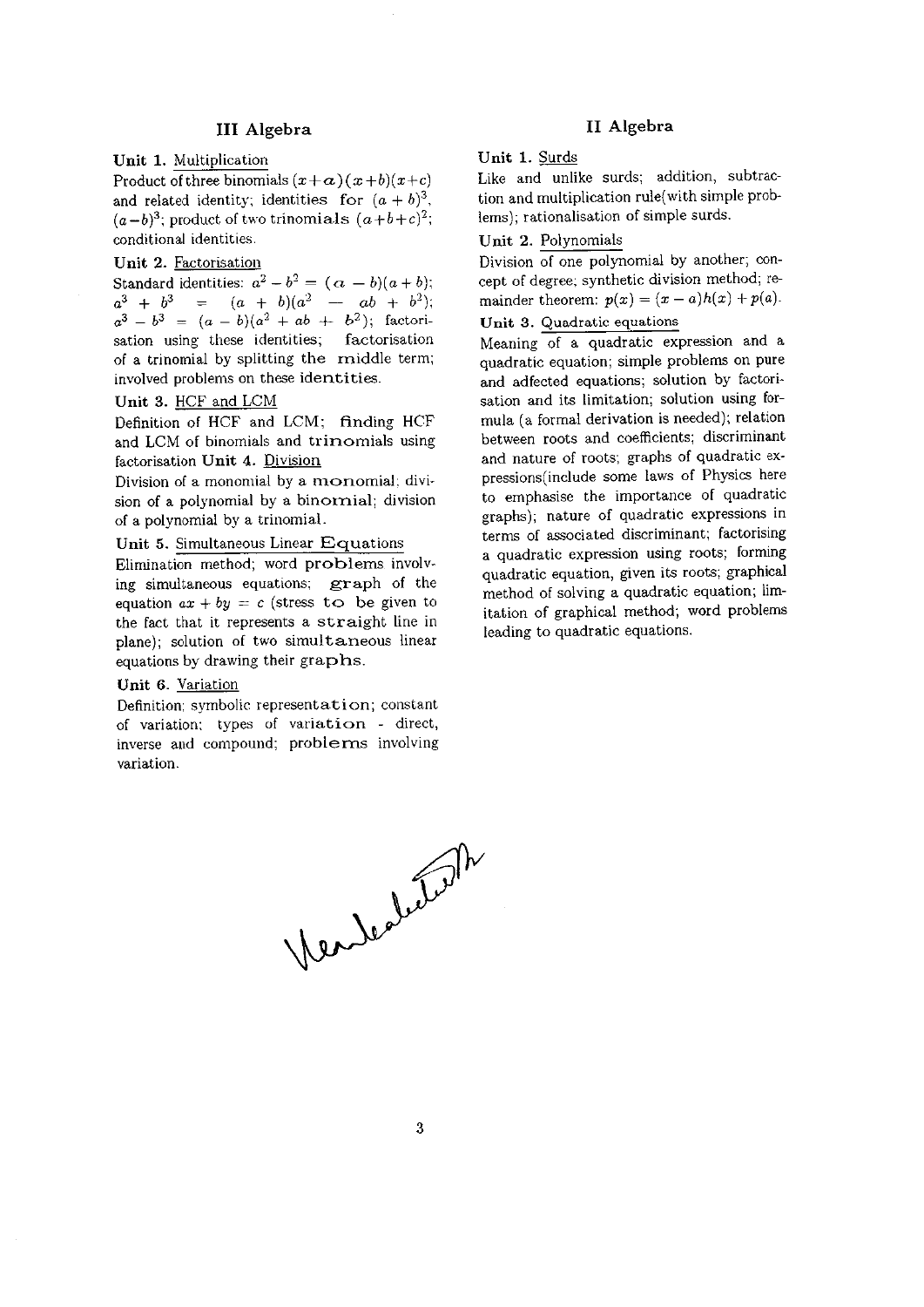## III Algebra

**Unit 1.** Multiplication

Product of three binomials $(x+a)(x+b)(x+c)$ and related identity; identities for $(a+b)^3$, $(a-b)^3$; product of two trinomials $(a+b+c)^2$; conditional identities.

**Unit 2.** Factorisation

Standard identities: $a^2 - b^2 = (a-b)(a+b)$; $a^3 + b^3 = (a+b)(a^2 - ab + b^2)$; $a^3 - b^3 = (a-b)(a^2 + ab + b^2)$; factorisation using these identities; factorisation of a trinomial by splitting the middle term; involved problems on these identities.

**Unit 3.** HCF and LCM

Definition of HCF and LCM; finding HCF and LCM of binomials and trinomials using factorisation

**Unit 4.** Division

Division of a monomial by a monomial; division of a polynomial by a binomial; division of a polynomial by a trinomial.

**Unit 5.** Simultaneous Linear Equations

Elimination method; word problems involving simultaneous equations; graph of the equation $ax + by = c$ (stress to be given to the fact that it represents a straight line in plane); solution of two simultaneous linear equations by drawing their graphs.

**Unit 6.** Variation

Definition; symbolic representation; constant of variation; types of variation - direct, inverse and compound; problems involving variation.

## II Algebra

**Unit 1.** Surds

Like and unlike surds; addition, subtraction and multiplication rule(with simple problems); rationalisation of simple surds.

**Unit 2.** Polynomials

Division of one polynomial by another; concept of degree; synthetic division method; remainder theorem: $p(x) = (x-a)h(x) + p(a)$.

**Unit 3.** Quadratic equations

Meaning of a quadratic expression and a quadratic equation; simple problems on pure and adfected equations; solution by factorisation and its limitation; solution using formula (a formal derivation is needed); relation between roots and coefficients; discriminant and nature of roots; graphs of quadratic expressions(include some laws of Physics here to emphasise the importance of quadratic graphs); nature of quadratic expressions in terms of associated discriminant; factorising a quadratic expression using roots; forming quadratic equation, given its roots; graphical method of solving a quadratic equation; limitation of graphical method; word problems leading to quadratic equations.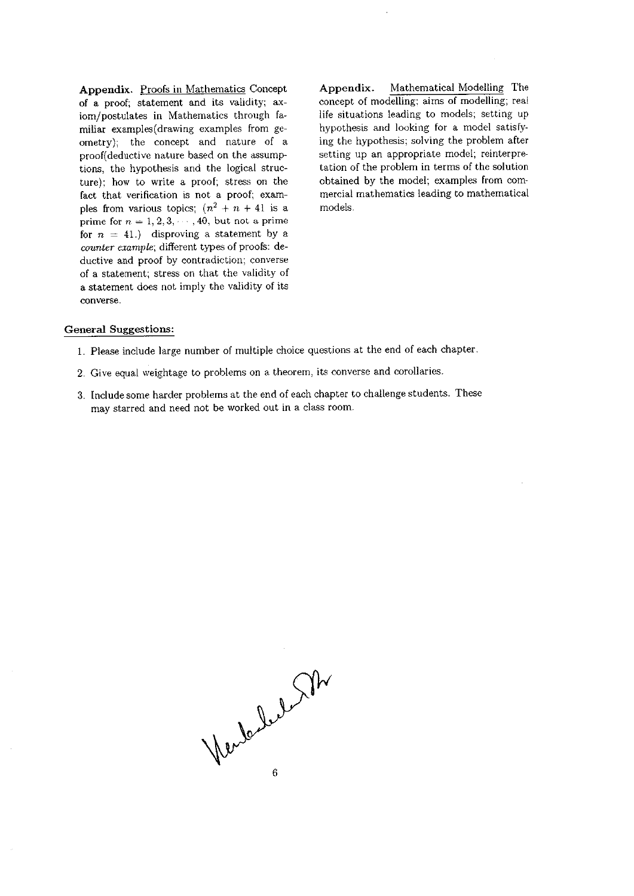**Appendix.** <u>Proofs in Mathematics</u> Concept of a proof; statement and its validity; axiom/postulates in Mathematics through familiar examples(drawing examples from geometry); the concept and nature of a proof(deductive nature based on the assumptions, the hypothesis and the logical structure); how to write a proof; stress on the fact that verification is not a proof; examples from various topics; ($n^2 + n + 41$ is a prime for $n = 1, 2, 3, \cdots, 40$, but not a prime for $n = 41$.) disproving a statement by a *counter example*; different types of proofs: deductive and proof by contradiction; converse of a statement; stress on that the validity of a statement does not imply the validity of its converse.

**Appendix.** <u>Mathematical Modelling</u> The concept of modelling; aims of modelling; real life situations leading to models; setting up hypothesis and looking for a model satisfying the hypothesis; solving the problem after setting up an appropriate model; reinterpretation of the problem in terms of the solution obtained by the model; examples from commercial mathematics leading to mathematical models.

**General Suggestions:**

1. Please include large number of multiple choice questions at the end of each chapter.
2. Give equal weightage to problems on a theorem, its converse and corollaries.
3. Include some harder problems at the end of each chapter to challenge students. These may starred and need not be worked out in a class room.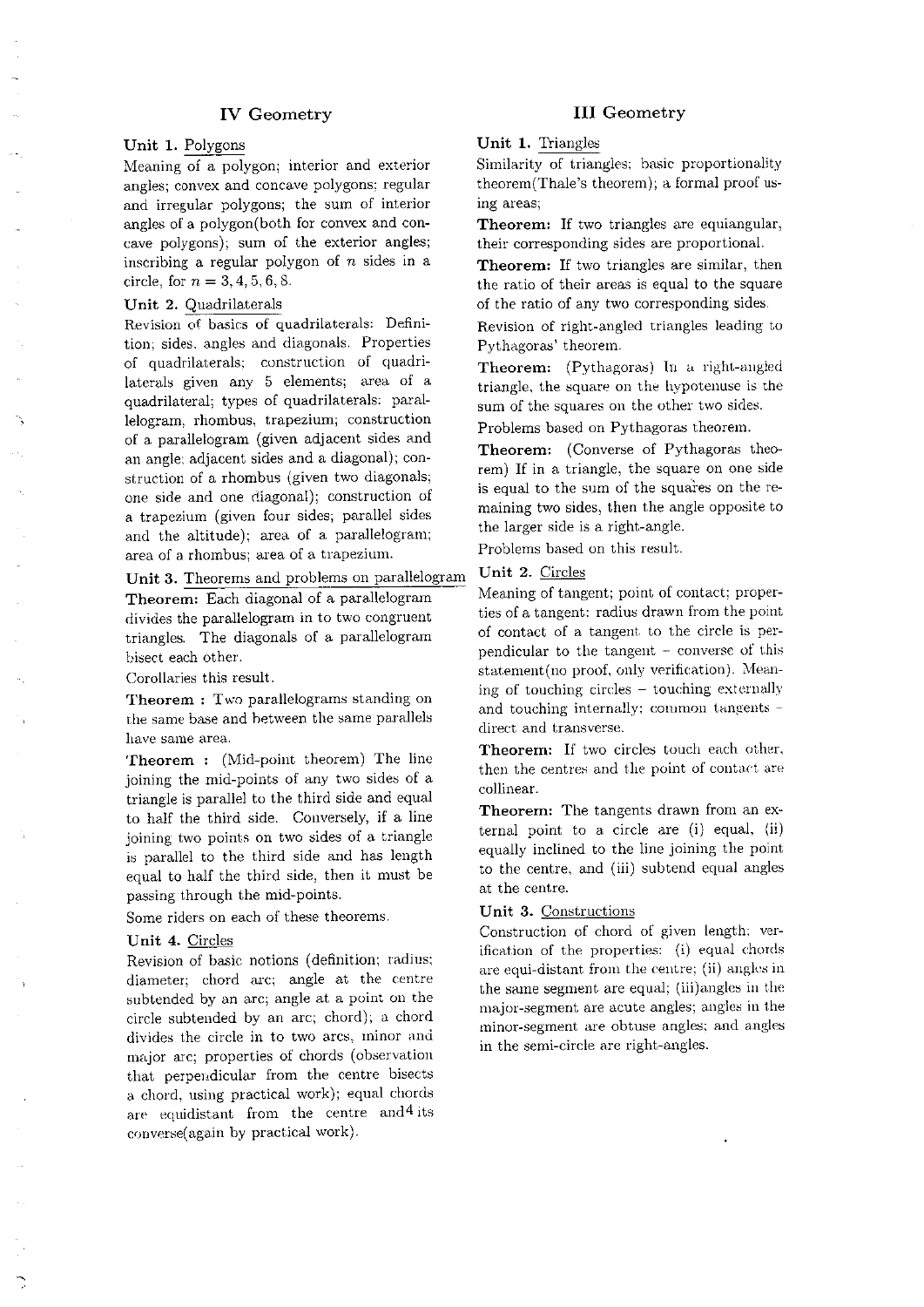## IV Geometry

**Unit 1.** Polygons

Meaning of a polygon; interior and exterior angles; convex and concave polygons; regular and irregular polygons; the sum of interior angles of a polygon(both for convex and concave polygons); sum of the exterior angles; inscribing a regular polygon of $n$ sides in a circle, for $n = 3, 4, 5, 6, 8$.

**Unit 2.** Quadrilaterals

Revision of basics of quadrilaterals: Definition; sides, angles and diagonals. Properties of quadrilaterals; construction of quadrilaterals given any 5 elements; area of a quadrilateral; types of quadrilaterals: parallelogram, rhombus, trapezium; construction of a parallelogram (given adjacent sides and an angle; adjacent sides and a diagonal); construction of a rhombus (given two diagonals; one side and one diagonal); construction of a trapezium (given four sides; parallel sides and the altitude); area of a parallelogram; area of a rhombus; area of a trapezium.

**Unit 3.** Theorems and problems on parallelogram

**Theorem:** Each diagonal of a parallelogram divides the parallelogram in to two congruent triangles. The diagonals of a parallelogram bisect each other.

Corollaries this result.

**Theorem :** Two parallelograms standing on the same base and between the same parallels have same area.

**Theorem :** (Mid-point theorem) The line joining the mid-points of any two sides of a triangle is parallel to the third side and equal to half the third side. Conversely, if a line joining two points on two sides of a triangle is parallel to the third side and has length equal to half the third side, then it must be passing through the mid-points.

Some riders on each of these theorems.

**Unit 4.** Circles

Revision of basic notions (definition; radius; diameter; chord arc; angle at the centre subtended by an arc; angle at a point on the circle subtended by an arc; chord); a chord divides the circle in to two arcs, minor and major arc; properties of chords (observation that perpendicular from the centre bisects a chord, using practical work); equal chords are equidistant from the centre and4 its converse(again by practical work).

## III Geometry

**Unit 1.** Triangles

Similarity of triangles; basic proportionality theorem(Thale's theorem); a formal proof using areas;

**Theorem:** If two triangles are equiangular, their corresponding sides are proportional.

**Theorem:** If two triangles are similar, then the ratio of their areas is equal to the square of the ratio of any two corresponding sides.

Revision of right-angled triangles leading to Pythagoras' theorem.

**Theorem:** (Pythagoras) In a right-angled triangle, the square on the hypotenuse is the sum of the squares on the other two sides.

Problems based on Pythagoras theorem.

**Theorem:** (Converse of Pythagoras theorem) If in a triangle, the square on one side is equal to the sum of the squares on the remaining two sides, then the angle opposite to the larger side is a right-angle.

Problems based on this result.

**Unit 2.** Circles

Meaning of tangent; point of contact; properties of a tangent: radius drawn from the point of contact of a tangent to the circle is perpendicular to the tangent – converse of this statement(no proof, only verification). Meaning of touching circles – touching externally and touching internally; common tangents – direct and transverse.

**Theorem:** If two circles touch each other, then the centres and the point of contact are collinear.

**Theorem:** The tangents drawn from an external point to a circle are (i) equal, (ii) equally inclined to the line joining the point to the centre, and (iii) subtend equal angles at the centre.

**Unit 3.** Constructions

Construction of chord of given length; verification of the properties: (i) equal chords are equi-distant from the centre; (ii) angles in the same segment are equal; (iii)angles in the major-segment are acute angles; angles in the minor-segment are obtuse angles; and angles in the semi-circle are right-angles.